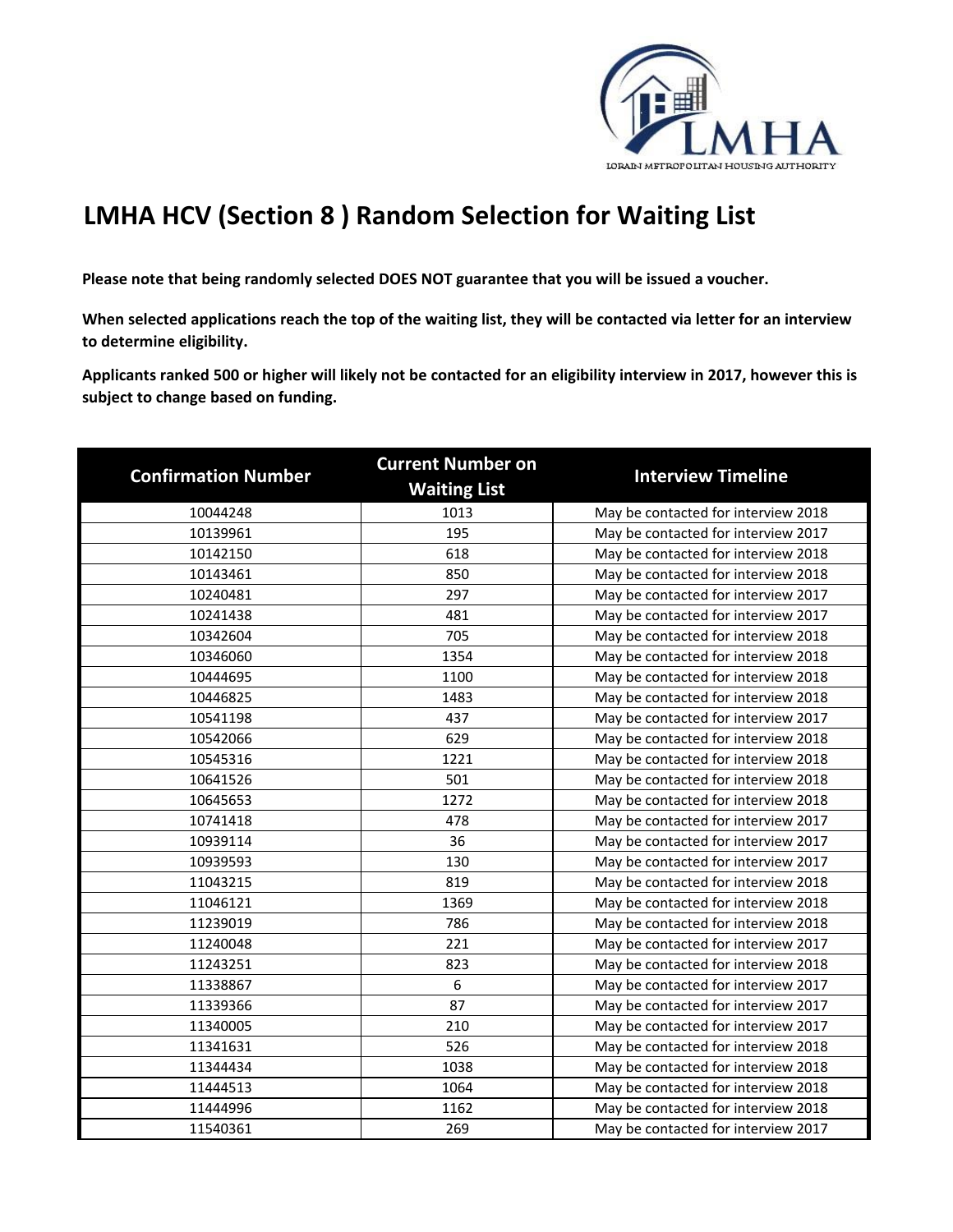# LMHA HCV (Section 8 ) Random Selection for Waiting List

**Please note that being randomly selected DOES NOT guarantee that you will be issued a voucher.**

**When selected applications reach the top of the waiting list, they will be contacted via letter for an interview to determine eligibility.**

**Applicants ranked 500 or higher will likely not be contacted for an eligibility interview in 2017, however this is subject to change based on funding.**

| Confirmation Number | Current Number on Waiting List | Interview Timeline |
|---|---|---|
| 10044248 | 1013 | May be contacted for interview 2018 |
| 10139961 | 195 | May be contacted for interview 2017 |
| 10142150 | 618 | May be contacted for interview 2018 |
| 10143461 | 850 | May be contacted for interview 2018 |
| 10240481 | 297 | May be contacted for interview 2017 |
| 10241438 | 481 | May be contacted for interview 2017 |
| 10342604 | 705 | May be contacted for interview 2018 |
| 10346060 | 1354 | May be contacted for interview 2018 |
| 10444695 | 1100 | May be contacted for interview 2018 |
| 10446825 | 1483 | May be contacted for interview 2018 |
| 10541198 | 437 | May be contacted for interview 2017 |
| 10542066 | 629 | May be contacted for interview 2018 |
| 10545316 | 1221 | May be contacted for interview 2018 |
| 10641526 | 501 | May be contacted for interview 2018 |
| 10645653 | 1272 | May be contacted for interview 2018 |
| 10741418 | 478 | May be contacted for interview 2017 |
| 10939114 | 36 | May be contacted for interview 2017 |
| 10939593 | 130 | May be contacted for interview 2017 |
| 11043215 | 819 | May be contacted for interview 2018 |
| 11046121 | 1369 | May be contacted for interview 2018 |
| 11239019 | 786 | May be contacted for interview 2018 |
| 11240048 | 221 | May be contacted for interview 2017 |
| 11243251 | 823 | May be contacted for interview 2018 |
| 11338867 | 6 | May be contacted for interview 2017 |
| 11339366 | 87 | May be contacted for interview 2017 |
| 11340005 | 210 | May be contacted for interview 2017 |
| 11341631 | 526 | May be contacted for interview 2018 |
| 11344434 | 1038 | May be contacted for interview 2018 |
| 11444513 | 1064 | May be contacted for interview 2018 |
| 11444996 | 1162 | May be contacted for interview 2018 |
| 11540361 | 269 | May be contacted for interview 2017 |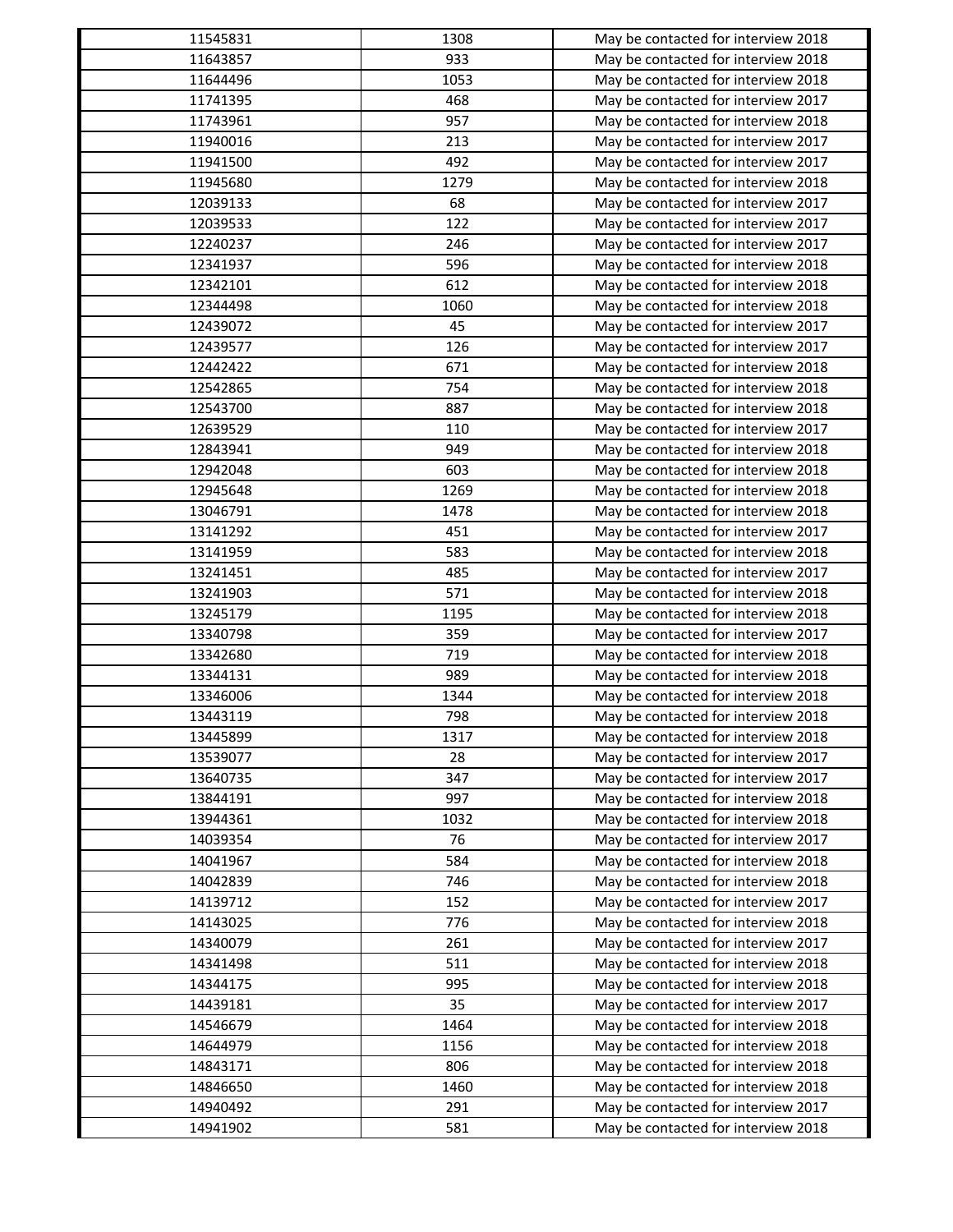| | | |
|---|---|---|
| 11545831 | 1308 | May be contacted for interview 2018 |
| 11643857 | 933 | May be contacted for interview 2018 |
| 11644496 | 1053 | May be contacted for interview 2018 |
| 11741395 | 468 | May be contacted for interview 2017 |
| 11743961 | 957 | May be contacted for interview 2018 |
| 11940016 | 213 | May be contacted for interview 2017 |
| 11941500 | 492 | May be contacted for interview 2017 |
| 11945680 | 1279 | May be contacted for interview 2018 |
| 12039133 | 68 | May be contacted for interview 2017 |
| 12039533 | 122 | May be contacted for interview 2017 |
| 12240237 | 246 | May be contacted for interview 2017 |
| 12341937 | 596 | May be contacted for interview 2018 |
| 12342101 | 612 | May be contacted for interview 2018 |
| 12344498 | 1060 | May be contacted for interview 2018 |
| 12439072 | 45 | May be contacted for interview 2017 |
| 12439577 | 126 | May be contacted for interview 2017 |
| 12442422 | 671 | May be contacted for interview 2018 |
| 12542865 | 754 | May be contacted for interview 2018 |
| 12543700 | 887 | May be contacted for interview 2018 |
| 12639529 | 110 | May be contacted for interview 2017 |
| 12843941 | 949 | May be contacted for interview 2018 |
| 12942048 | 603 | May be contacted for interview 2018 |
| 12945648 | 1269 | May be contacted for interview 2018 |
| 13046791 | 1478 | May be contacted for interview 2018 |
| 13141292 | 451 | May be contacted for interview 2017 |
| 13141959 | 583 | May be contacted for interview 2018 |
| 13241451 | 485 | May be contacted for interview 2017 |
| 13241903 | 571 | May be contacted for interview 2018 |
| 13245179 | 1195 | May be contacted for interview 2018 |
| 13340798 | 359 | May be contacted for interview 2017 |
| 13342680 | 719 | May be contacted for interview 2018 |
| 13344131 | 989 | May be contacted for interview 2018 |
| 13346006 | 1344 | May be contacted for interview 2018 |
| 13443119 | 798 | May be contacted for interview 2018 |
| 13445899 | 1317 | May be contacted for interview 2018 |
| 13539077 | 28 | May be contacted for interview 2017 |
| 13640735 | 347 | May be contacted for interview 2017 |
| 13844191 | 997 | May be contacted for interview 2018 |
| 13944361 | 1032 | May be contacted for interview 2018 |
| 14039354 | 76 | May be contacted for interview 2017 |
| 14041967 | 584 | May be contacted for interview 2018 |
| 14042839 | 746 | May be contacted for interview 2018 |
| 14139712 | 152 | May be contacted for interview 2017 |
| 14143025 | 776 | May be contacted for interview 2018 |
| 14340079 | 261 | May be contacted for interview 2017 |
| 14341498 | 511 | May be contacted for interview 2018 |
| 14344175 | 995 | May be contacted for interview 2018 |
| 14439181 | 35 | May be contacted for interview 2017 |
| 14546679 | 1464 | May be contacted for interview 2018 |
| 14644979 | 1156 | May be contacted for interview 2018 |
| 14843171 | 806 | May be contacted for interview 2018 |
| 14846650 | 1460 | May be contacted for interview 2018 |
| 14940492 | 291 | May be contacted for interview 2017 |
| 14941902 | 581 | May be contacted for interview 2018 |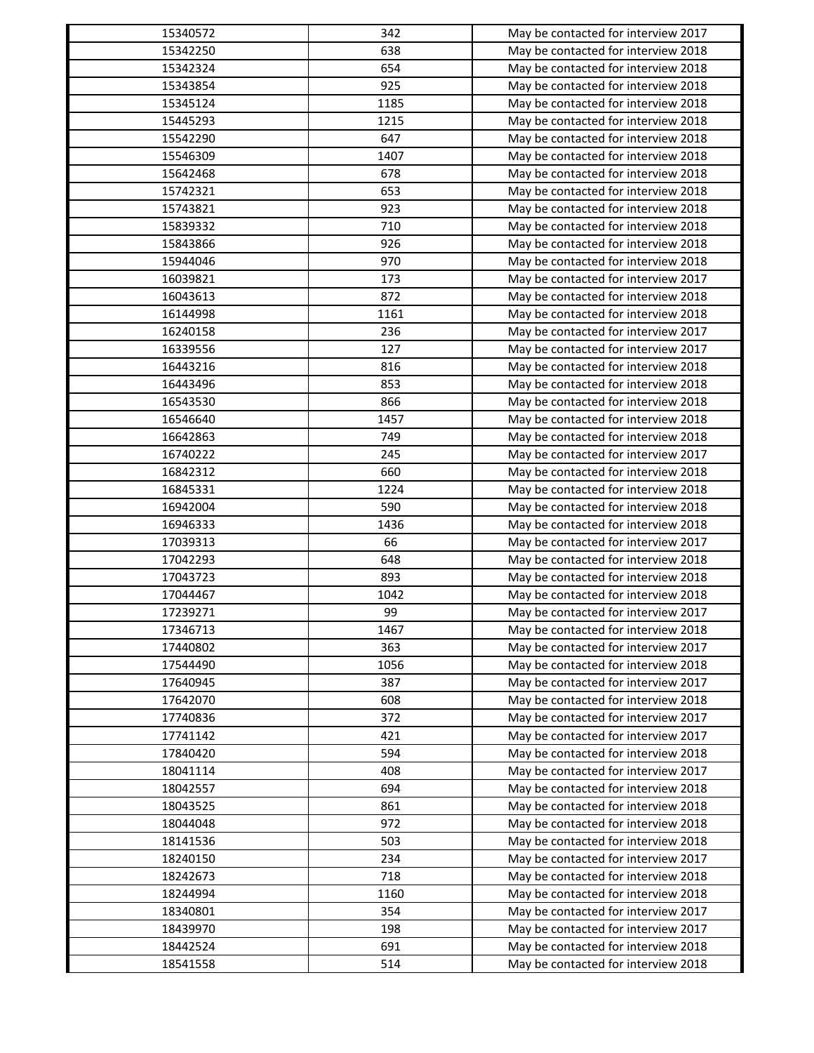| | | |
|---|---|---|
| 15340572 | 342 | May be contacted for interview 2017 |
| 15342250 | 638 | May be contacted for interview 2018 |
| 15342324 | 654 | May be contacted for interview 2018 |
| 15343854 | 925 | May be contacted for interview 2018 |
| 15345124 | 1185 | May be contacted for interview 2018 |
| 15445293 | 1215 | May be contacted for interview 2018 |
| 15542290 | 647 | May be contacted for interview 2018 |
| 15546309 | 1407 | May be contacted for interview 2018 |
| 15642468 | 678 | May be contacted for interview 2018 |
| 15742321 | 653 | May be contacted for interview 2018 |
| 15743821 | 923 | May be contacted for interview 2018 |
| 15839332 | 710 | May be contacted for interview 2018 |
| 15843866 | 926 | May be contacted for interview 2018 |
| 15944046 | 970 | May be contacted for interview 2018 |
| 16039821 | 173 | May be contacted for interview 2017 |
| 16043613 | 872 | May be contacted for interview 2018 |
| 16144998 | 1161 | May be contacted for interview 2018 |
| 16240158 | 236 | May be contacted for interview 2017 |
| 16339556 | 127 | May be contacted for interview 2017 |
| 16443216 | 816 | May be contacted for interview 2018 |
| 16443496 | 853 | May be contacted for interview 2018 |
| 16543530 | 866 | May be contacted for interview 2018 |
| 16546640 | 1457 | May be contacted for interview 2018 |
| 16642863 | 749 | May be contacted for interview 2018 |
| 16740222 | 245 | May be contacted for interview 2017 |
| 16842312 | 660 | May be contacted for interview 2018 |
| 16845331 | 1224 | May be contacted for interview 2018 |
| 16942004 | 590 | May be contacted for interview 2018 |
| 16946333 | 1436 | May be contacted for interview 2018 |
| 17039313 | 66 | May be contacted for interview 2017 |
| 17042293 | 648 | May be contacted for interview 2018 |
| 17043723 | 893 | May be contacted for interview 2018 |
| 17044467 | 1042 | May be contacted for interview 2018 |
| 17239271 | 99 | May be contacted for interview 2017 |
| 17346713 | 1467 | May be contacted for interview 2018 |
| 17440802 | 363 | May be contacted for interview 2017 |
| 17544490 | 1056 | May be contacted for interview 2018 |
| 17640945 | 387 | May be contacted for interview 2017 |
| 17642070 | 608 | May be contacted for interview 2018 |
| 17740836 | 372 | May be contacted for interview 2017 |
| 17741142 | 421 | May be contacted for interview 2017 |
| 17840420 | 594 | May be contacted for interview 2018 |
| 18041114 | 408 | May be contacted for interview 2017 |
| 18042557 | 694 | May be contacted for interview 2018 |
| 18043525 | 861 | May be contacted for interview 2018 |
| 18044048 | 972 | May be contacted for interview 2018 |
| 18141536 | 503 | May be contacted for interview 2018 |
| 18240150 | 234 | May be contacted for interview 2017 |
| 18242673 | 718 | May be contacted for interview 2018 |
| 18244994 | 1160 | May be contacted for interview 2018 |
| 18340801 | 354 | May be contacted for interview 2017 |
| 18439970 | 198 | May be contacted for interview 2017 |
| 18442524 | 691 | May be contacted for interview 2018 |
| 18541558 | 514 | May be contacted for interview 2018 |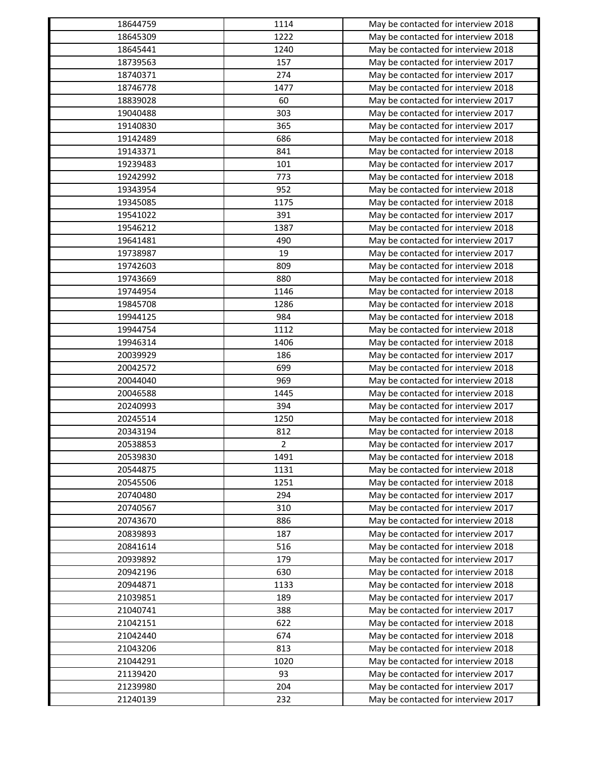| | | |
|---|---|---|
| 18644759 | 1114 | May be contacted for interview 2018 |
| 18645309 | 1222 | May be contacted for interview 2018 |
| 18645441 | 1240 | May be contacted for interview 2018 |
| 18739563 | 157 | May be contacted for interview 2017 |
| 18740371 | 274 | May be contacted for interview 2017 |
| 18746778 | 1477 | May be contacted for interview 2018 |
| 18839028 | 60 | May be contacted for interview 2017 |
| 19040488 | 303 | May be contacted for interview 2017 |
| 19140830 | 365 | May be contacted for interview 2017 |
| 19142489 | 686 | May be contacted for interview 2018 |
| 19143371 | 841 | May be contacted for interview 2018 |
| 19239483 | 101 | May be contacted for interview 2017 |
| 19242992 | 773 | May be contacted for interview 2018 |
| 19343954 | 952 | May be contacted for interview 2018 |
| 19345085 | 1175 | May be contacted for interview 2018 |
| 19541022 | 391 | May be contacted for interview 2017 |
| 19546212 | 1387 | May be contacted for interview 2018 |
| 19641481 | 490 | May be contacted for interview 2017 |
| 19738987 | 19 | May be contacted for interview 2017 |
| 19742603 | 809 | May be contacted for interview 2018 |
| 19743669 | 880 | May be contacted for interview 2018 |
| 19744954 | 1146 | May be contacted for interview 2018 |
| 19845708 | 1286 | May be contacted for interview 2018 |
| 19944125 | 984 | May be contacted for interview 2018 |
| 19944754 | 1112 | May be contacted for interview 2018 |
| 19946314 | 1406 | May be contacted for interview 2018 |
| 20039929 | 186 | May be contacted for interview 2017 |
| 20042572 | 699 | May be contacted for interview 2018 |
| 20044040 | 969 | May be contacted for interview 2018 |
| 20046588 | 1445 | May be contacted for interview 2018 |
| 20240993 | 394 | May be contacted for interview 2017 |
| 20245514 | 1250 | May be contacted for interview 2018 |
| 20343194 | 812 | May be contacted for interview 2018 |
| 20538853 | 2 | May be contacted for interview 2017 |
| 20539830 | 1491 | May be contacted for interview 2018 |
| 20544875 | 1131 | May be contacted for interview 2018 |
| 20545506 | 1251 | May be contacted for interview 2018 |
| 20740480 | 294 | May be contacted for interview 2017 |
| 20740567 | 310 | May be contacted for interview 2017 |
| 20743670 | 886 | May be contacted for interview 2018 |
| 20839893 | 187 | May be contacted for interview 2017 |
| 20841614 | 516 | May be contacted for interview 2018 |
| 20939892 | 179 | May be contacted for interview 2017 |
| 20942196 | 630 | May be contacted for interview 2018 |
| 20944871 | 1133 | May be contacted for interview 2018 |
| 21039851 | 189 | May be contacted for interview 2017 |
| 21040741 | 388 | May be contacted for interview 2017 |
| 21042151 | 622 | May be contacted for interview 2018 |
| 21042440 | 674 | May be contacted for interview 2018 |
| 21043206 | 813 | May be contacted for interview 2018 |
| 21044291 | 1020 | May be contacted for interview 2018 |
| 21139420 | 93 | May be contacted for interview 2017 |
| 21239980 | 204 | May be contacted for interview 2017 |
| 21240139 | 232 | May be contacted for interview 2017 |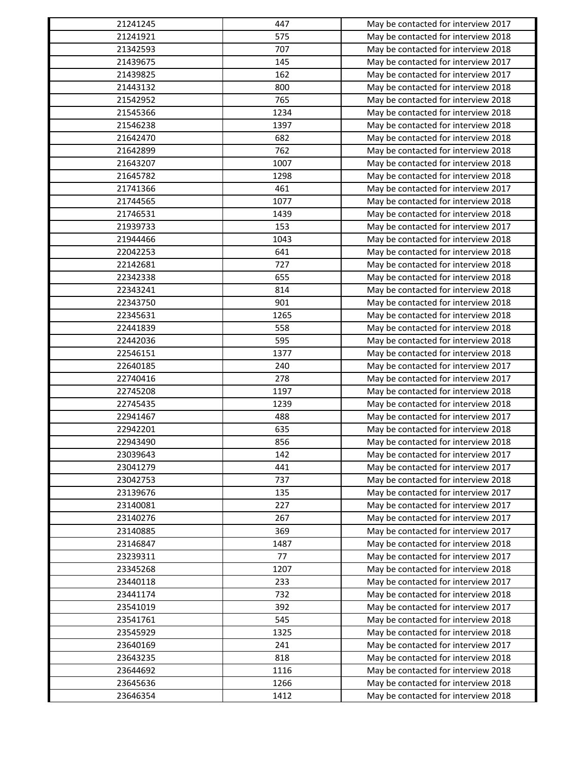| | | |
|---|---|---|
| 21241245 | 447 | May be contacted for interview 2017 |
| 21241921 | 575 | May be contacted for interview 2018 |
| 21342593 | 707 | May be contacted for interview 2018 |
| 21439675 | 145 | May be contacted for interview 2017 |
| 21439825 | 162 | May be contacted for interview 2017 |
| 21443132 | 800 | May be contacted for interview 2018 |
| 21542952 | 765 | May be contacted for interview 2018 |
| 21545366 | 1234 | May be contacted for interview 2018 |
| 21546238 | 1397 | May be contacted for interview 2018 |
| 21642470 | 682 | May be contacted for interview 2018 |
| 21642899 | 762 | May be contacted for interview 2018 |
| 21643207 | 1007 | May be contacted for interview 2018 |
| 21645782 | 1298 | May be contacted for interview 2018 |
| 21741366 | 461 | May be contacted for interview 2017 |
| 21744565 | 1077 | May be contacted for interview 2018 |
| 21746531 | 1439 | May be contacted for interview 2018 |
| 21939733 | 153 | May be contacted for interview 2017 |
| 21944466 | 1043 | May be contacted for interview 2018 |
| 22042253 | 641 | May be contacted for interview 2018 |
| 22142681 | 727 | May be contacted for interview 2018 |
| 22342338 | 655 | May be contacted for interview 2018 |
| 22343241 | 814 | May be contacted for interview 2018 |
| 22343750 | 901 | May be contacted for interview 2018 |
| 22345631 | 1265 | May be contacted for interview 2018 |
| 22441839 | 558 | May be contacted for interview 2018 |
| 22442036 | 595 | May be contacted for interview 2018 |
| 22546151 | 1377 | May be contacted for interview 2018 |
| 22640185 | 240 | May be contacted for interview 2017 |
| 22740416 | 278 | May be contacted for interview 2017 |
| 22745208 | 1197 | May be contacted for interview 2018 |
| 22745435 | 1239 | May be contacted for interview 2018 |
| 22941467 | 488 | May be contacted for interview 2017 |
| 22942201 | 635 | May be contacted for interview 2018 |
| 22943490 | 856 | May be contacted for interview 2018 |
| 23039643 | 142 | May be contacted for interview 2017 |
| 23041279 | 441 | May be contacted for interview 2017 |
| 23042753 | 737 | May be contacted for interview 2018 |
| 23139676 | 135 | May be contacted for interview 2017 |
| 23140081 | 227 | May be contacted for interview 2017 |
| 23140276 | 267 | May be contacted for interview 2017 |
| 23140885 | 369 | May be contacted for interview 2017 |
| 23146847 | 1487 | May be contacted for interview 2018 |
| 23239311 | 77 | May be contacted for interview 2017 |
| 23345268 | 1207 | May be contacted for interview 2018 |
| 23440118 | 233 | May be contacted for interview 2017 |
| 23441174 | 732 | May be contacted for interview 2018 |
| 23541019 | 392 | May be contacted for interview 2017 |
| 23541761 | 545 | May be contacted for interview 2018 |
| 23545929 | 1325 | May be contacted for interview 2018 |
| 23640169 | 241 | May be contacted for interview 2017 |
| 23643235 | 818 | May be contacted for interview 2018 |
| 23644692 | 1116 | May be contacted for interview 2018 |
| 23645636 | 1266 | May be contacted for interview 2018 |
| 23646354 | 1412 | May be contacted for interview 2018 |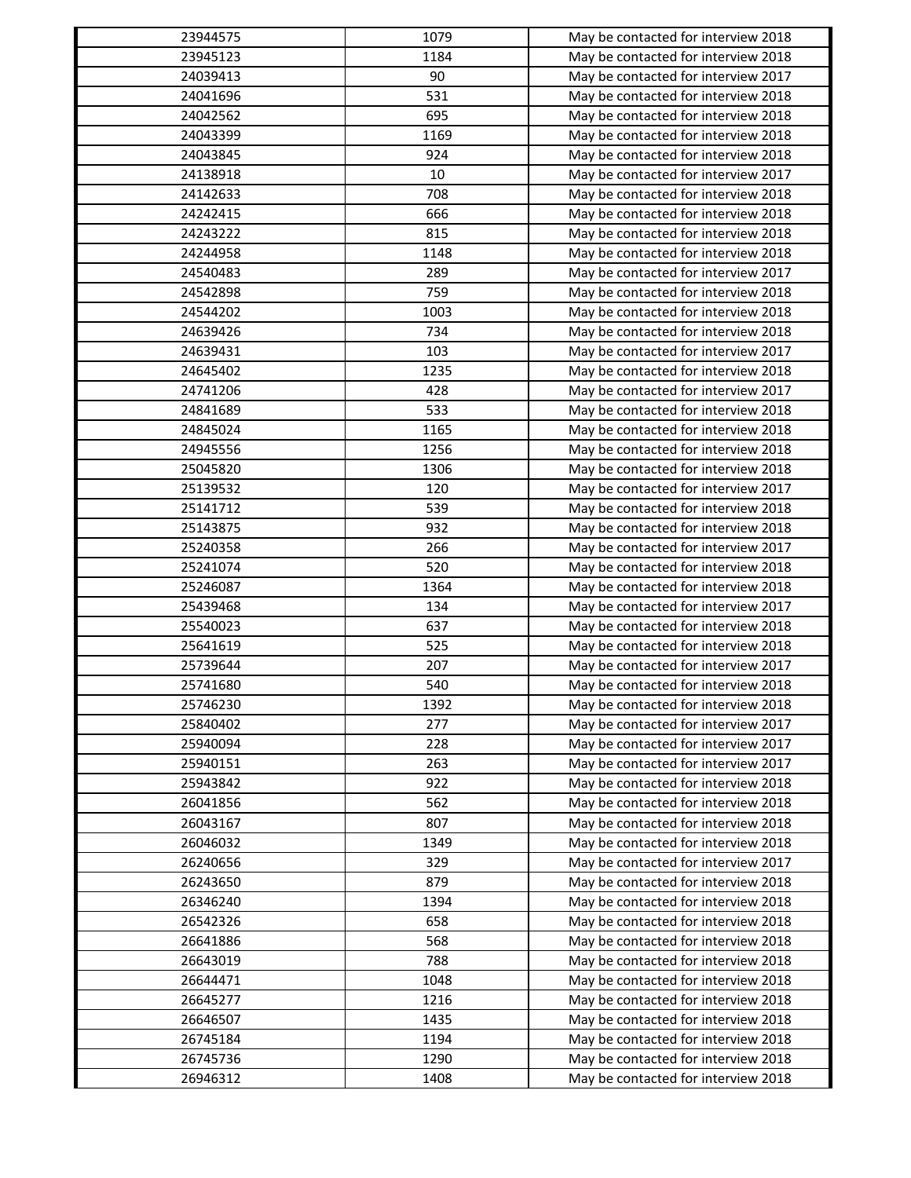| | | |
|---|---|---|
| 23944575 | 1079 | May be contacted for interview 2018 |
| 23945123 | 1184 | May be contacted for interview 2018 |
| 24039413 | 90 | May be contacted for interview 2017 |
| 24041696 | 531 | May be contacted for interview 2018 |
| 24042562 | 695 | May be contacted for interview 2018 |
| 24043399 | 1169 | May be contacted for interview 2018 |
| 24043845 | 924 | May be contacted for interview 2018 |
| 24138918 | 10 | May be contacted for interview 2017 |
| 24142633 | 708 | May be contacted for interview 2018 |
| 24242415 | 666 | May be contacted for interview 2018 |
| 24243222 | 815 | May be contacted for interview 2018 |
| 24244958 | 1148 | May be contacted for interview 2018 |
| 24540483 | 289 | May be contacted for interview 2017 |
| 24542898 | 759 | May be contacted for interview 2018 |
| 24544202 | 1003 | May be contacted for interview 2018 |
| 24639426 | 734 | May be contacted for interview 2018 |
| 24639431 | 103 | May be contacted for interview 2017 |
| 24645402 | 1235 | May be contacted for interview 2018 |
| 24741206 | 428 | May be contacted for interview 2017 |
| 24841689 | 533 | May be contacted for interview 2018 |
| 24845024 | 1165 | May be contacted for interview 2018 |
| 24945556 | 1256 | May be contacted for interview 2018 |
| 25045820 | 1306 | May be contacted for interview 2018 |
| 25139532 | 120 | May be contacted for interview 2017 |
| 25141712 | 539 | May be contacted for interview 2018 |
| 25143875 | 932 | May be contacted for interview 2018 |
| 25240358 | 266 | May be contacted for interview 2017 |
| 25241074 | 520 | May be contacted for interview 2018 |
| 25246087 | 1364 | May be contacted for interview 2018 |
| 25439468 | 134 | May be contacted for interview 2017 |
| 25540023 | 637 | May be contacted for interview 2018 |
| 25641619 | 525 | May be contacted for interview 2018 |
| 25739644 | 207 | May be contacted for interview 2017 |
| 25741680 | 540 | May be contacted for interview 2018 |
| 25746230 | 1392 | May be contacted for interview 2018 |
| 25840402 | 277 | May be contacted for interview 2017 |
| 25940094 | 228 | May be contacted for interview 2017 |
| 25940151 | 263 | May be contacted for interview 2017 |
| 25943842 | 922 | May be contacted for interview 2018 |
| 26041856 | 562 | May be contacted for interview 2018 |
| 26043167 | 807 | May be contacted for interview 2018 |
| 26046032 | 1349 | May be contacted for interview 2018 |
| 26240656 | 329 | May be contacted for interview 2017 |
| 26243650 | 879 | May be contacted for interview 2018 |
| 26346240 | 1394 | May be contacted for interview 2018 |
| 26542326 | 658 | May be contacted for interview 2018 |
| 26641886 | 568 | May be contacted for interview 2018 |
| 26643019 | 788 | May be contacted for interview 2018 |
| 26644471 | 1048 | May be contacted for interview 2018 |
| 26645277 | 1216 | May be contacted for interview 2018 |
| 26646507 | 1435 | May be contacted for interview 2018 |
| 26745184 | 1194 | May be contacted for interview 2018 |
| 26745736 | 1290 | May be contacted for interview 2018 |
| 26946312 | 1408 | May be contacted for interview 2018 |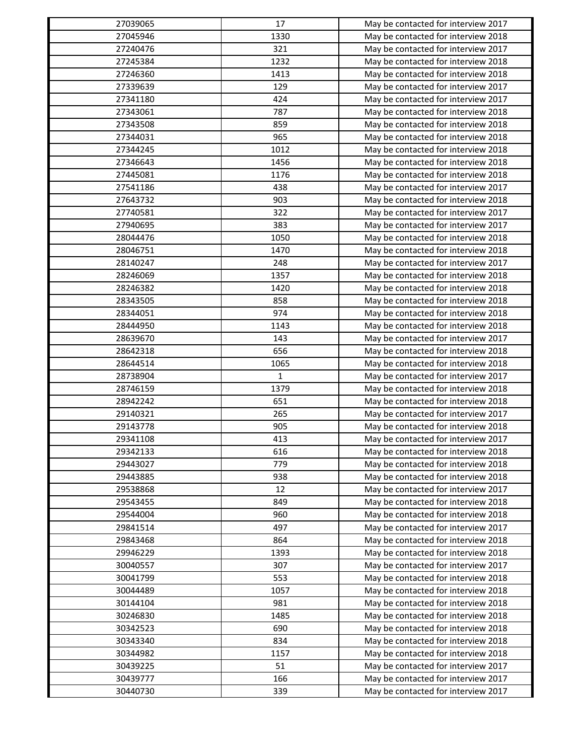| | | |
|---|---|---|
| 27039065 | 17 | May be contacted for interview 2017 |
| 27045946 | 1330 | May be contacted for interview 2018 |
| 27240476 | 321 | May be contacted for interview 2017 |
| 27245384 | 1232 | May be contacted for interview 2018 |
| 27246360 | 1413 | May be contacted for interview 2018 |
| 27339639 | 129 | May be contacted for interview 2017 |
| 27341180 | 424 | May be contacted for interview 2017 |
| 27343061 | 787 | May be contacted for interview 2018 |
| 27343508 | 859 | May be contacted for interview 2018 |
| 27344031 | 965 | May be contacted for interview 2018 |
| 27344245 | 1012 | May be contacted for interview 2018 |
| 27346643 | 1456 | May be contacted for interview 2018 |
| 27445081 | 1176 | May be contacted for interview 2018 |
| 27541186 | 438 | May be contacted for interview 2017 |
| 27643732 | 903 | May be contacted for interview 2018 |
| 27740581 | 322 | May be contacted for interview 2017 |
| 27940695 | 383 | May be contacted for interview 2017 |
| 28044476 | 1050 | May be contacted for interview 2018 |
| 28046751 | 1470 | May be contacted for interview 2018 |
| 28140247 | 248 | May be contacted for interview 2017 |
| 28246069 | 1357 | May be contacted for interview 2018 |
| 28246382 | 1420 | May be contacted for interview 2018 |
| 28343505 | 858 | May be contacted for interview 2018 |
| 28344051 | 974 | May be contacted for interview 2018 |
| 28444950 | 1143 | May be contacted for interview 2018 |
| 28639670 | 143 | May be contacted for interview 2017 |
| 28642318 | 656 | May be contacted for interview 2018 |
| 28644514 | 1065 | May be contacted for interview 2018 |
| 28738904 | 1 | May be contacted for interview 2017 |
| 28746159 | 1379 | May be contacted for interview 2018 |
| 28942242 | 651 | May be contacted for interview 2018 |
| 29140321 | 265 | May be contacted for interview 2017 |
| 29143778 | 905 | May be contacted for interview 2018 |
| 29341108 | 413 | May be contacted for interview 2017 |
| 29342133 | 616 | May be contacted for interview 2018 |
| 29443027 | 779 | May be contacted for interview 2018 |
| 29443885 | 938 | May be contacted for interview 2018 |
| 29538868 | 12 | May be contacted for interview 2017 |
| 29543455 | 849 | May be contacted for interview 2018 |
| 29544004 | 960 | May be contacted for interview 2018 |
| 29841514 | 497 | May be contacted for interview 2017 |
| 29843468 | 864 | May be contacted for interview 2018 |
| 29946229 | 1393 | May be contacted for interview 2018 |
| 30040557 | 307 | May be contacted for interview 2017 |
| 30041799 | 553 | May be contacted for interview 2018 |
| 30044489 | 1057 | May be contacted for interview 2018 |
| 30144104 | 981 | May be contacted for interview 2018 |
| 30246830 | 1485 | May be contacted for interview 2018 |
| 30342523 | 690 | May be contacted for interview 2018 |
| 30343340 | 834 | May be contacted for interview 2018 |
| 30344982 | 1157 | May be contacted for interview 2018 |
| 30439225 | 51 | May be contacted for interview 2017 |
| 30439777 | 166 | May be contacted for interview 2017 |
| 30440730 | 339 | May be contacted for interview 2017 |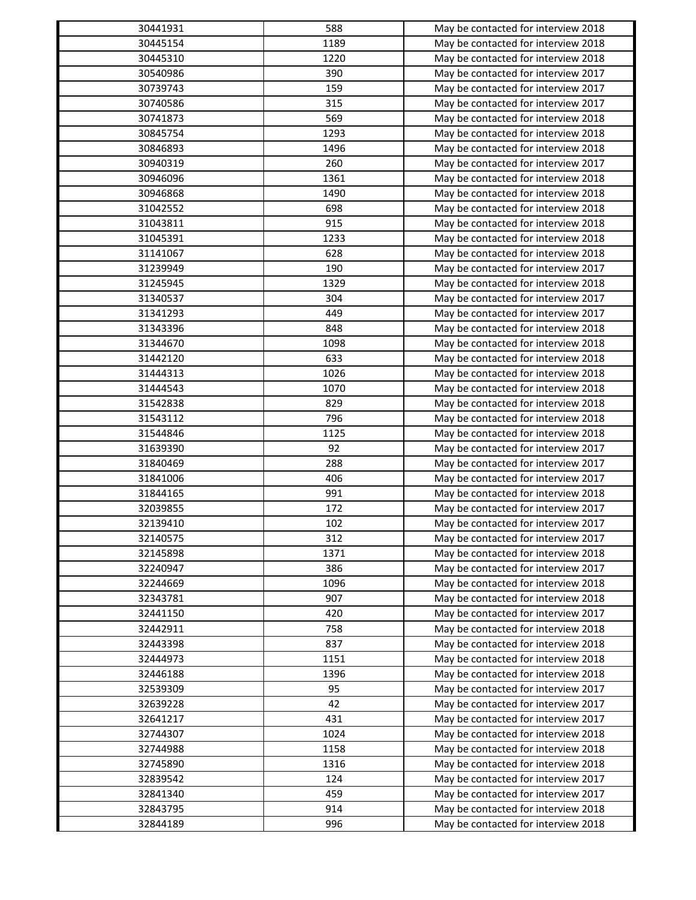| 30441931 | 588 | May be contacted for interview 2018 |
|---|---|---|
| 30445154 | 1189 | May be contacted for interview 2018 |
| 30445310 | 1220 | May be contacted for interview 2018 |
| 30540986 | 390 | May be contacted for interview 2017 |
| 30739743 | 159 | May be contacted for interview 2017 |
| 30740586 | 315 | May be contacted for interview 2017 |
| 30741873 | 569 | May be contacted for interview 2018 |
| 30845754 | 1293 | May be contacted for interview 2018 |
| 30846893 | 1496 | May be contacted for interview 2018 |
| 30940319 | 260 | May be contacted for interview 2017 |
| 30946096 | 1361 | May be contacted for interview 2018 |
| 30946868 | 1490 | May be contacted for interview 2018 |
| 31042552 | 698 | May be contacted for interview 2018 |
| 31043811 | 915 | May be contacted for interview 2018 |
| 31045391 | 1233 | May be contacted for interview 2018 |
| 31141067 | 628 | May be contacted for interview 2018 |
| 31239949 | 190 | May be contacted for interview 2017 |
| 31245945 | 1329 | May be contacted for interview 2018 |
| 31340537 | 304 | May be contacted for interview 2017 |
| 31341293 | 449 | May be contacted for interview 2017 |
| 31343396 | 848 | May be contacted for interview 2018 |
| 31344670 | 1098 | May be contacted for interview 2018 |
| 31442120 | 633 | May be contacted for interview 2018 |
| 31444313 | 1026 | May be contacted for interview 2018 |
| 31444543 | 1070 | May be contacted for interview 2018 |
| 31542838 | 829 | May be contacted for interview 2018 |
| 31543112 | 796 | May be contacted for interview 2018 |
| 31544846 | 1125 | May be contacted for interview 2018 |
| 31639390 | 92 | May be contacted for interview 2017 |
| 31840469 | 288 | May be contacted for interview 2017 |
| 31841006 | 406 | May be contacted for interview 2017 |
| 31844165 | 991 | May be contacted for interview 2018 |
| 32039855 | 172 | May be contacted for interview 2017 |
| 32139410 | 102 | May be contacted for interview 2017 |
| 32140575 | 312 | May be contacted for interview 2017 |
| 32145898 | 1371 | May be contacted for interview 2018 |
| 32240947 | 386 | May be contacted for interview 2017 |
| 32244669 | 1096 | May be contacted for interview 2018 |
| 32343781 | 907 | May be contacted for interview 2018 |
| 32441150 | 420 | May be contacted for interview 2017 |
| 32442911 | 758 | May be contacted for interview 2018 |
| 32443398 | 837 | May be contacted for interview 2018 |
| 32444973 | 1151 | May be contacted for interview 2018 |
| 32446188 | 1396 | May be contacted for interview 2018 |
| 32539309 | 95 | May be contacted for interview 2017 |
| 32639228 | 42 | May be contacted for interview 2017 |
| 32641217 | 431 | May be contacted for interview 2017 |
| 32744307 | 1024 | May be contacted for interview 2018 |
| 32744988 | 1158 | May be contacted for interview 2018 |
| 32745890 | 1316 | May be contacted for interview 2018 |
| 32839542 | 124 | May be contacted for interview 2017 |
| 32841340 | 459 | May be contacted for interview 2017 |
| 32843795 | 914 | May be contacted for interview 2018 |
| 32844189 | 996 | May be contacted for interview 2018 |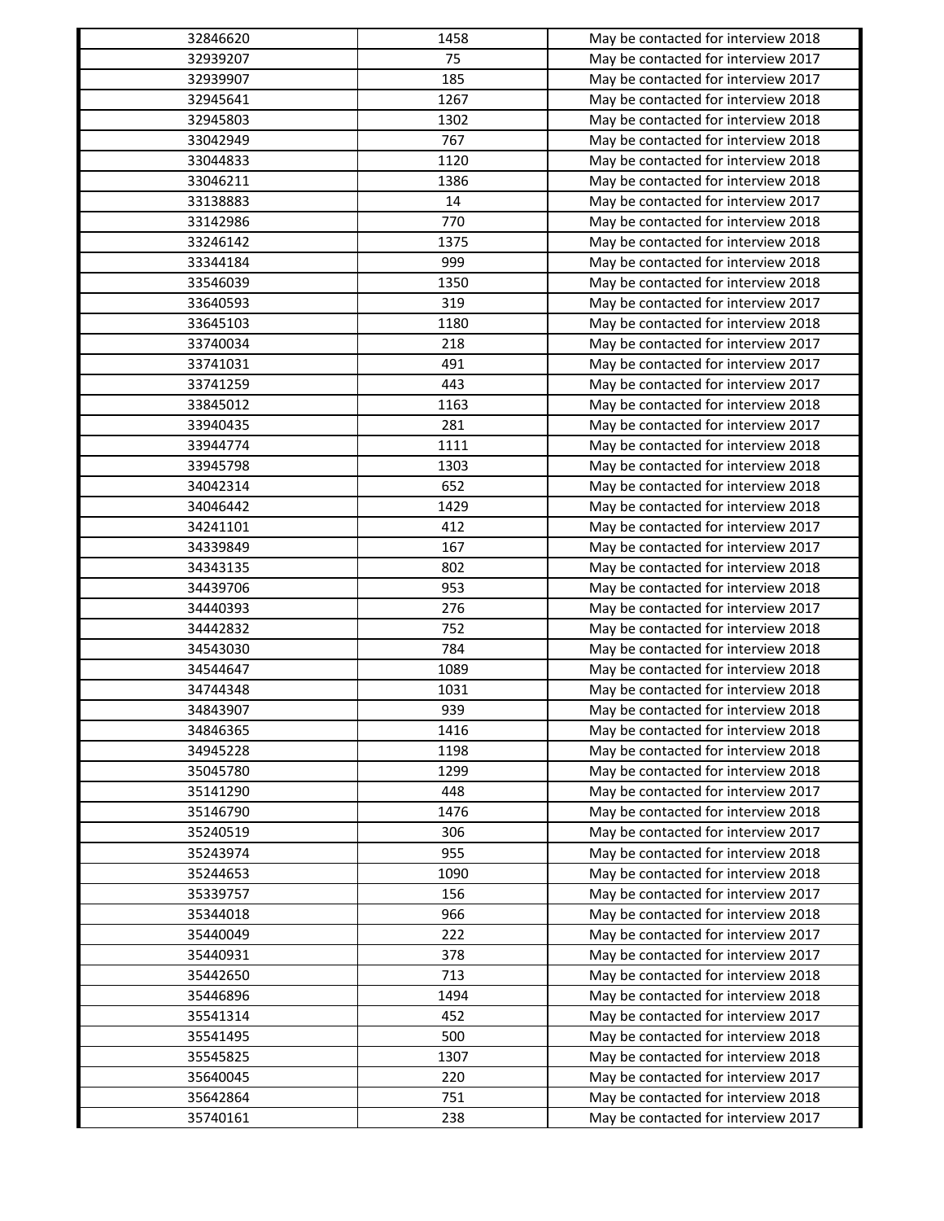| 32846620 | 1458 | May be contacted for interview 2018 |
|---|---|---|
| 32939207 | 75 | May be contacted for interview 2017 |
| 32939907 | 185 | May be contacted for interview 2017 |
| 32945641 | 1267 | May be contacted for interview 2018 |
| 32945803 | 1302 | May be contacted for interview 2018 |
| 33042949 | 767 | May be contacted for interview 2018 |
| 33044833 | 1120 | May be contacted for interview 2018 |
| 33046211 | 1386 | May be contacted for interview 2018 |
| 33138883 | 14 | May be contacted for interview 2017 |
| 33142986 | 770 | May be contacted for interview 2018 |
| 33246142 | 1375 | May be contacted for interview 2018 |
| 33344184 | 999 | May be contacted for interview 2018 |
| 33546039 | 1350 | May be contacted for interview 2018 |
| 33640593 | 319 | May be contacted for interview 2017 |
| 33645103 | 1180 | May be contacted for interview 2018 |
| 33740034 | 218 | May be contacted for interview 2017 |
| 33741031 | 491 | May be contacted for interview 2017 |
| 33741259 | 443 | May be contacted for interview 2017 |
| 33845012 | 1163 | May be contacted for interview 2018 |
| 33940435 | 281 | May be contacted for interview 2017 |
| 33944774 | 1111 | May be contacted for interview 2018 |
| 33945798 | 1303 | May be contacted for interview 2018 |
| 34042314 | 652 | May be contacted for interview 2018 |
| 34046442 | 1429 | May be contacted for interview 2018 |
| 34241101 | 412 | May be contacted for interview 2017 |
| 34339849 | 167 | May be contacted for interview 2017 |
| 34343135 | 802 | May be contacted for interview 2018 |
| 34439706 | 953 | May be contacted for interview 2018 |
| 34440393 | 276 | May be contacted for interview 2017 |
| 34442832 | 752 | May be contacted for interview 2018 |
| 34543030 | 784 | May be contacted for interview 2018 |
| 34544647 | 1089 | May be contacted for interview 2018 |
| 34744348 | 1031 | May be contacted for interview 2018 |
| 34843907 | 939 | May be contacted for interview 2018 |
| 34846365 | 1416 | May be contacted for interview 2018 |
| 34945228 | 1198 | May be contacted for interview 2018 |
| 35045780 | 1299 | May be contacted for interview 2018 |
| 35141290 | 448 | May be contacted for interview 2017 |
| 35146790 | 1476 | May be contacted for interview 2018 |
| 35240519 | 306 | May be contacted for interview 2017 |
| 35243974 | 955 | May be contacted for interview 2018 |
| 35244653 | 1090 | May be contacted for interview 2018 |
| 35339757 | 156 | May be contacted for interview 2017 |
| 35344018 | 966 | May be contacted for interview 2018 |
| 35440049 | 222 | May be contacted for interview 2017 |
| 35440931 | 378 | May be contacted for interview 2017 |
| 35442650 | 713 | May be contacted for interview 2018 |
| 35446896 | 1494 | May be contacted for interview 2018 |
| 35541314 | 452 | May be contacted for interview 2017 |
| 35541495 | 500 | May be contacted for interview 2018 |
| 35545825 | 1307 | May be contacted for interview 2018 |
| 35640045 | 220 | May be contacted for interview 2017 |
| 35642864 | 751 | May be contacted for interview 2018 |
| 35740161 | 238 | May be contacted for interview 2017 |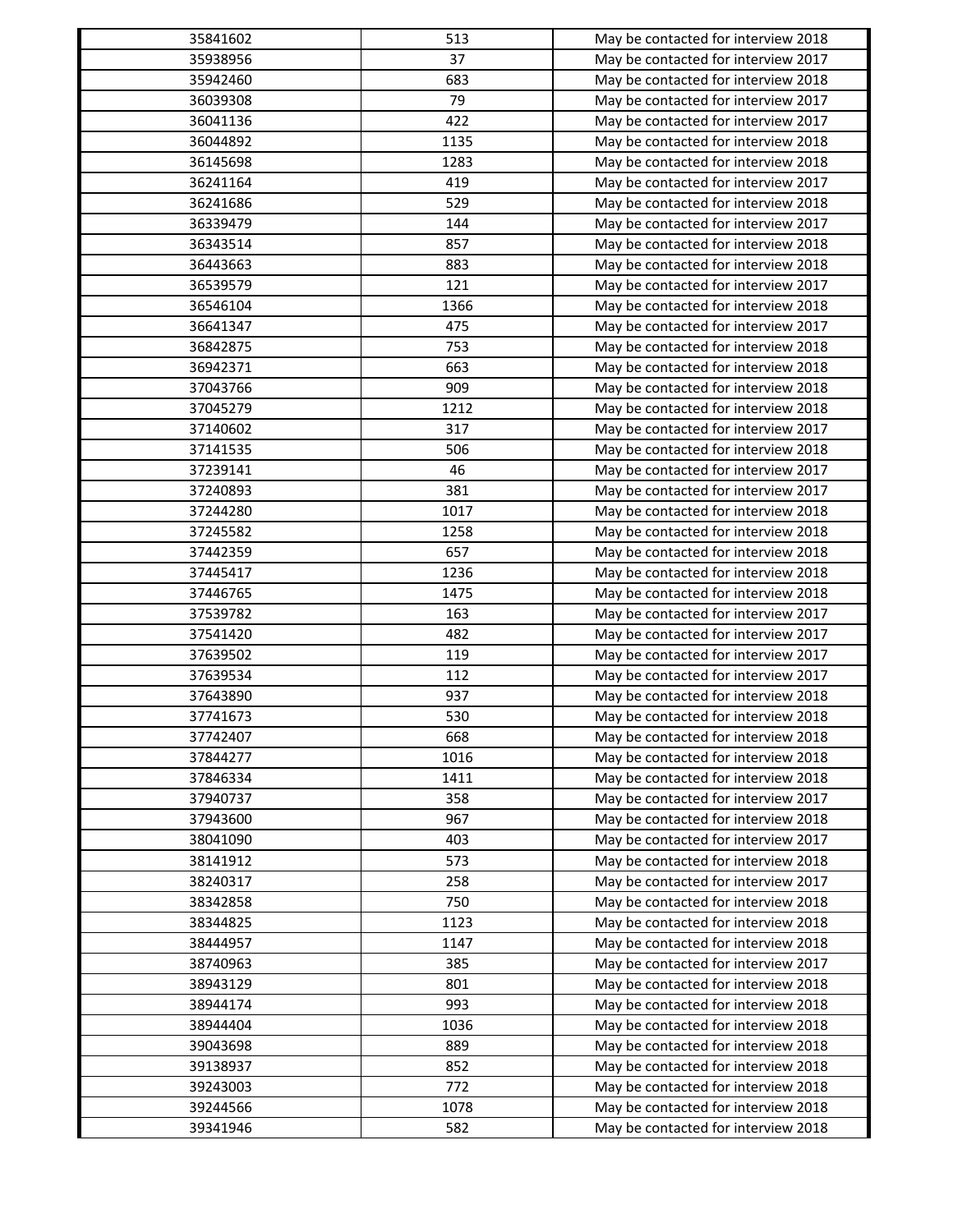| | | |
|---|---|---|
| 35841602 | 513 | May be contacted for interview 2018 |
| 35938956 | 37 | May be contacted for interview 2017 |
| 35942460 | 683 | May be contacted for interview 2018 |
| 36039308 | 79 | May be contacted for interview 2017 |
| 36041136 | 422 | May be contacted for interview 2017 |
| 36044892 | 1135 | May be contacted for interview 2018 |
| 36145698 | 1283 | May be contacted for interview 2018 |
| 36241164 | 419 | May be contacted for interview 2017 |
| 36241686 | 529 | May be contacted for interview 2018 |
| 36339479 | 144 | May be contacted for interview 2017 |
| 36343514 | 857 | May be contacted for interview 2018 |
| 36443663 | 883 | May be contacted for interview 2018 |
| 36539579 | 121 | May be contacted for interview 2017 |
| 36546104 | 1366 | May be contacted for interview 2018 |
| 36641347 | 475 | May be contacted for interview 2017 |
| 36842875 | 753 | May be contacted for interview 2018 |
| 36942371 | 663 | May be contacted for interview 2018 |
| 37043766 | 909 | May be contacted for interview 2018 |
| 37045279 | 1212 | May be contacted for interview 2018 |
| 37140602 | 317 | May be contacted for interview 2017 |
| 37141535 | 506 | May be contacted for interview 2018 |
| 37239141 | 46 | May be contacted for interview 2017 |
| 37240893 | 381 | May be contacted for interview 2017 |
| 37244280 | 1017 | May be contacted for interview 2018 |
| 37245582 | 1258 | May be contacted for interview 2018 |
| 37442359 | 657 | May be contacted for interview 2018 |
| 37445417 | 1236 | May be contacted for interview 2018 |
| 37446765 | 1475 | May be contacted for interview 2018 |
| 37539782 | 163 | May be contacted for interview 2017 |
| 37541420 | 482 | May be contacted for interview 2017 |
| 37639502 | 119 | May be contacted for interview 2017 |
| 37639534 | 112 | May be contacted for interview 2017 |
| 37643890 | 937 | May be contacted for interview 2018 |
| 37741673 | 530 | May be contacted for interview 2018 |
| 37742407 | 668 | May be contacted for interview 2018 |
| 37844277 | 1016 | May be contacted for interview 2018 |
| 37846334 | 1411 | May be contacted for interview 2018 |
| 37940737 | 358 | May be contacted for interview 2017 |
| 37943600 | 967 | May be contacted for interview 2018 |
| 38041090 | 403 | May be contacted for interview 2017 |
| 38141912 | 573 | May be contacted for interview 2018 |
| 38240317 | 258 | May be contacted for interview 2017 |
| 38342858 | 750 | May be contacted for interview 2018 |
| 38344825 | 1123 | May be contacted for interview 2018 |
| 38444957 | 1147 | May be contacted for interview 2018 |
| 38740963 | 385 | May be contacted for interview 2017 |
| 38943129 | 801 | May be contacted for interview 2018 |
| 38944174 | 993 | May be contacted for interview 2018 |
| 38944404 | 1036 | May be contacted for interview 2018 |
| 39043698 | 889 | May be contacted for interview 2018 |
| 39138937 | 852 | May be contacted for interview 2018 |
| 39243003 | 772 | May be contacted for interview 2018 |
| 39244566 | 1078 | May be contacted for interview 2018 |
| 39341946 | 582 | May be contacted for interview 2018 |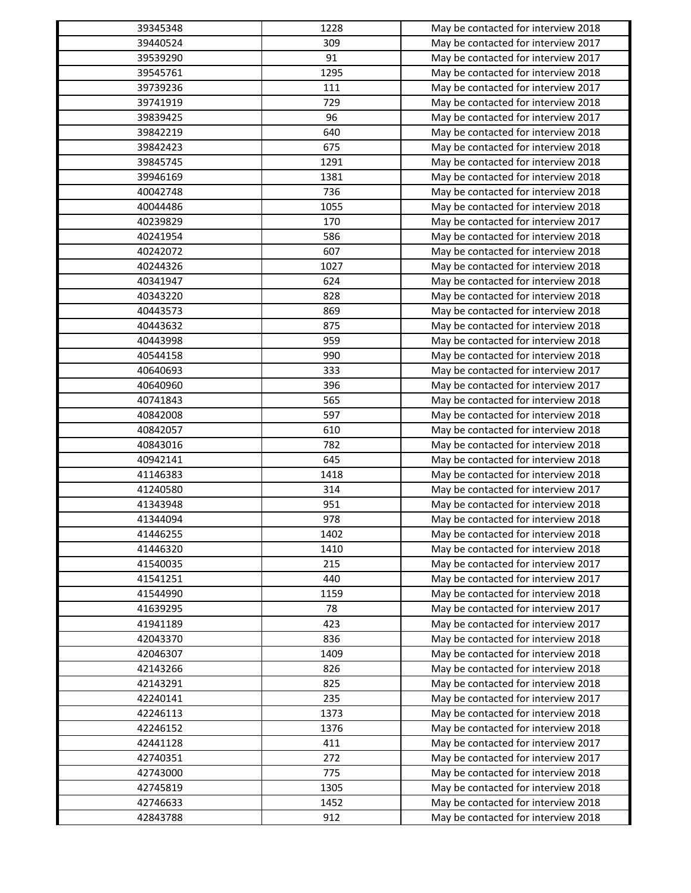| 39345348 | 1228 | May be contacted for interview 2018 |
|---|---|---|
| 39440524 | 309 | May be contacted for interview 2017 |
| 39539290 | 91 | May be contacted for interview 2017 |
| 39545761 | 1295 | May be contacted for interview 2018 |
| 39739236 | 111 | May be contacted for interview 2017 |
| 39741919 | 729 | May be contacted for interview 2018 |
| 39839425 | 96 | May be contacted for interview 2017 |
| 39842219 | 640 | May be contacted for interview 2018 |
| 39842423 | 675 | May be contacted for interview 2018 |
| 39845745 | 1291 | May be contacted for interview 2018 |
| 39946169 | 1381 | May be contacted for interview 2018 |
| 40042748 | 736 | May be contacted for interview 2018 |
| 40044486 | 1055 | May be contacted for interview 2018 |
| 40239829 | 170 | May be contacted for interview 2017 |
| 40241954 | 586 | May be contacted for interview 2018 |
| 40242072 | 607 | May be contacted for interview 2018 |
| 40244326 | 1027 | May be contacted for interview 2018 |
| 40341947 | 624 | May be contacted for interview 2018 |
| 40343220 | 828 | May be contacted for interview 2018 |
| 40443573 | 869 | May be contacted for interview 2018 |
| 40443632 | 875 | May be contacted for interview 2018 |
| 40443998 | 959 | May be contacted for interview 2018 |
| 40544158 | 990 | May be contacted for interview 2018 |
| 40640693 | 333 | May be contacted for interview 2017 |
| 40640960 | 396 | May be contacted for interview 2017 |
| 40741843 | 565 | May be contacted for interview 2018 |
| 40842008 | 597 | May be contacted for interview 2018 |
| 40842057 | 610 | May be contacted for interview 2018 |
| 40843016 | 782 | May be contacted for interview 2018 |
| 40942141 | 645 | May be contacted for interview 2018 |
| 41146383 | 1418 | May be contacted for interview 2018 |
| 41240580 | 314 | May be contacted for interview 2017 |
| 41343948 | 951 | May be contacted for interview 2018 |
| 41344094 | 978 | May be contacted for interview 2018 |
| 41446255 | 1402 | May be contacted for interview 2018 |
| 41446320 | 1410 | May be contacted for interview 2018 |
| 41540035 | 215 | May be contacted for interview 2017 |
| 41541251 | 440 | May be contacted for interview 2017 |
| 41544990 | 1159 | May be contacted for interview 2018 |
| 41639295 | 78 | May be contacted for interview 2017 |
| 41941189 | 423 | May be contacted for interview 2017 |
| 42043370 | 836 | May be contacted for interview 2018 |
| 42046307 | 1409 | May be contacted for interview 2018 |
| 42143266 | 826 | May be contacted for interview 2018 |
| 42143291 | 825 | May be contacted for interview 2018 |
| 42240141 | 235 | May be contacted for interview 2017 |
| 42246113 | 1373 | May be contacted for interview 2018 |
| 42246152 | 1376 | May be contacted for interview 2018 |
| 42441128 | 411 | May be contacted for interview 2017 |
| 42740351 | 272 | May be contacted for interview 2017 |
| 42743000 | 775 | May be contacted for interview 2018 |
| 42745819 | 1305 | May be contacted for interview 2018 |
| 42746633 | 1452 | May be contacted for interview 2018 |
| 42843788 | 912 | May be contacted for interview 2018 |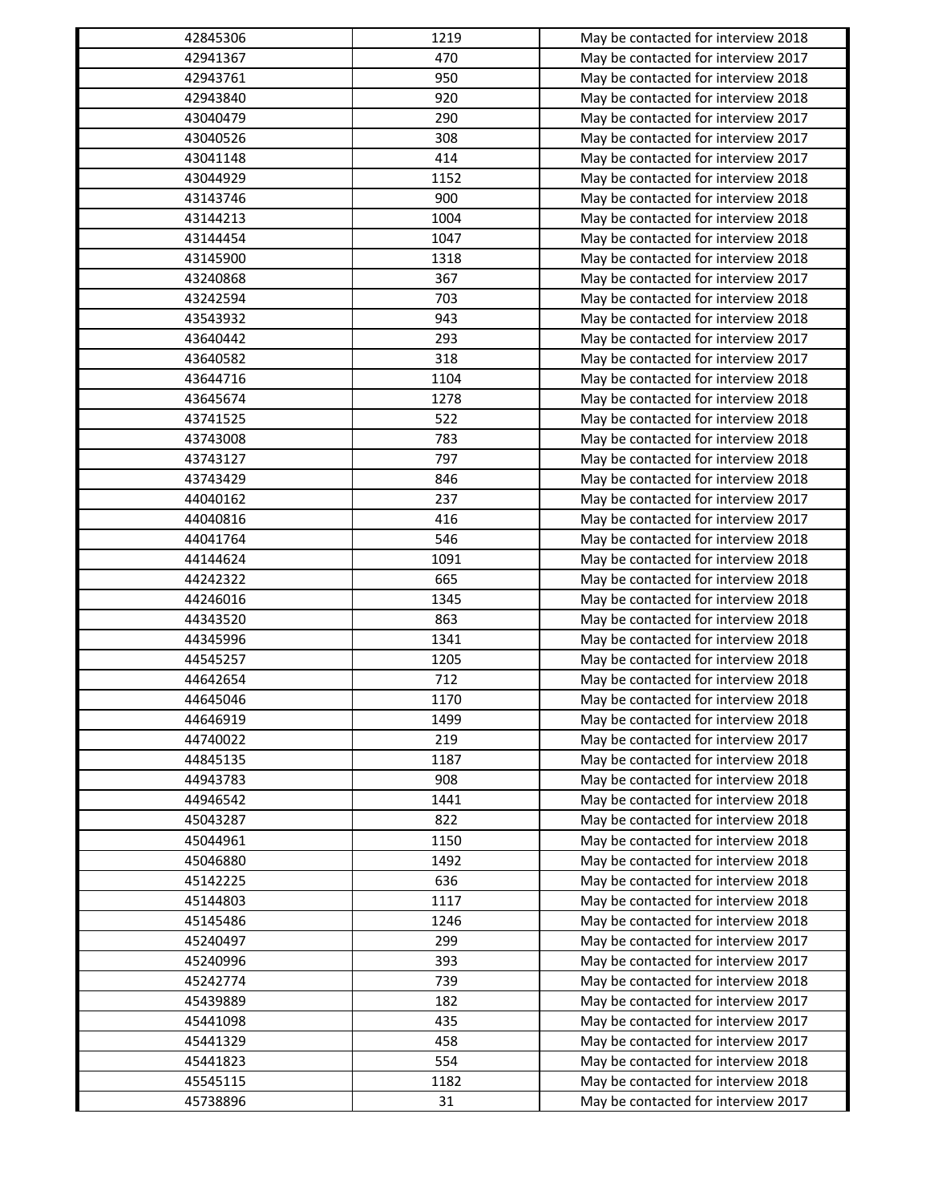| | | |
|---|---|---|
| 42845306 | 1219 | May be contacted for interview 2018 |
| 42941367 | 470 | May be contacted for interview 2017 |
| 42943761 | 950 | May be contacted for interview 2018 |
| 42943840 | 920 | May be contacted for interview 2018 |
| 43040479 | 290 | May be contacted for interview 2017 |
| 43040526 | 308 | May be contacted for interview 2017 |
| 43041148 | 414 | May be contacted for interview 2017 |
| 43044929 | 1152 | May be contacted for interview 2018 |
| 43143746 | 900 | May be contacted for interview 2018 |
| 43144213 | 1004 | May be contacted for interview 2018 |
| 43144454 | 1047 | May be contacted for interview 2018 |
| 43145900 | 1318 | May be contacted for interview 2018 |
| 43240868 | 367 | May be contacted for interview 2017 |
| 43242594 | 703 | May be contacted for interview 2018 |
| 43543932 | 943 | May be contacted for interview 2018 |
| 43640442 | 293 | May be contacted for interview 2017 |
| 43640582 | 318 | May be contacted for interview 2017 |
| 43644716 | 1104 | May be contacted for interview 2018 |
| 43645674 | 1278 | May be contacted for interview 2018 |
| 43741525 | 522 | May be contacted for interview 2018 |
| 43743008 | 783 | May be contacted for interview 2018 |
| 43743127 | 797 | May be contacted for interview 2018 |
| 43743429 | 846 | May be contacted for interview 2018 |
| 44040162 | 237 | May be contacted for interview 2017 |
| 44040816 | 416 | May be contacted for interview 2017 |
| 44041764 | 546 | May be contacted for interview 2018 |
| 44144624 | 1091 | May be contacted for interview 2018 |
| 44242322 | 665 | May be contacted for interview 2018 |
| 44246016 | 1345 | May be contacted for interview 2018 |
| 44343520 | 863 | May be contacted for interview 2018 |
| 44345996 | 1341 | May be contacted for interview 2018 |
| 44545257 | 1205 | May be contacted for interview 2018 |
| 44642654 | 712 | May be contacted for interview 2018 |
| 44645046 | 1170 | May be contacted for interview 2018 |
| 44646919 | 1499 | May be contacted for interview 2018 |
| 44740022 | 219 | May be contacted for interview 2017 |
| 44845135 | 1187 | May be contacted for interview 2018 |
| 44943783 | 908 | May be contacted for interview 2018 |
| 44946542 | 1441 | May be contacted for interview 2018 |
| 45043287 | 822 | May be contacted for interview 2018 |
| 45044961 | 1150 | May be contacted for interview 2018 |
| 45046880 | 1492 | May be contacted for interview 2018 |
| 45142225 | 636 | May be contacted for interview 2018 |
| 45144803 | 1117 | May be contacted for interview 2018 |
| 45145486 | 1246 | May be contacted for interview 2018 |
| 45240497 | 299 | May be contacted for interview 2017 |
| 45240996 | 393 | May be contacted for interview 2017 |
| 45242774 | 739 | May be contacted for interview 2018 |
| 45439889 | 182 | May be contacted for interview 2017 |
| 45441098 | 435 | May be contacted for interview 2017 |
| 45441329 | 458 | May be contacted for interview 2017 |
| 45441823 | 554 | May be contacted for interview 2018 |
| 45545115 | 1182 | May be contacted for interview 2018 |
| 45738896 | 31 | May be contacted for interview 2017 |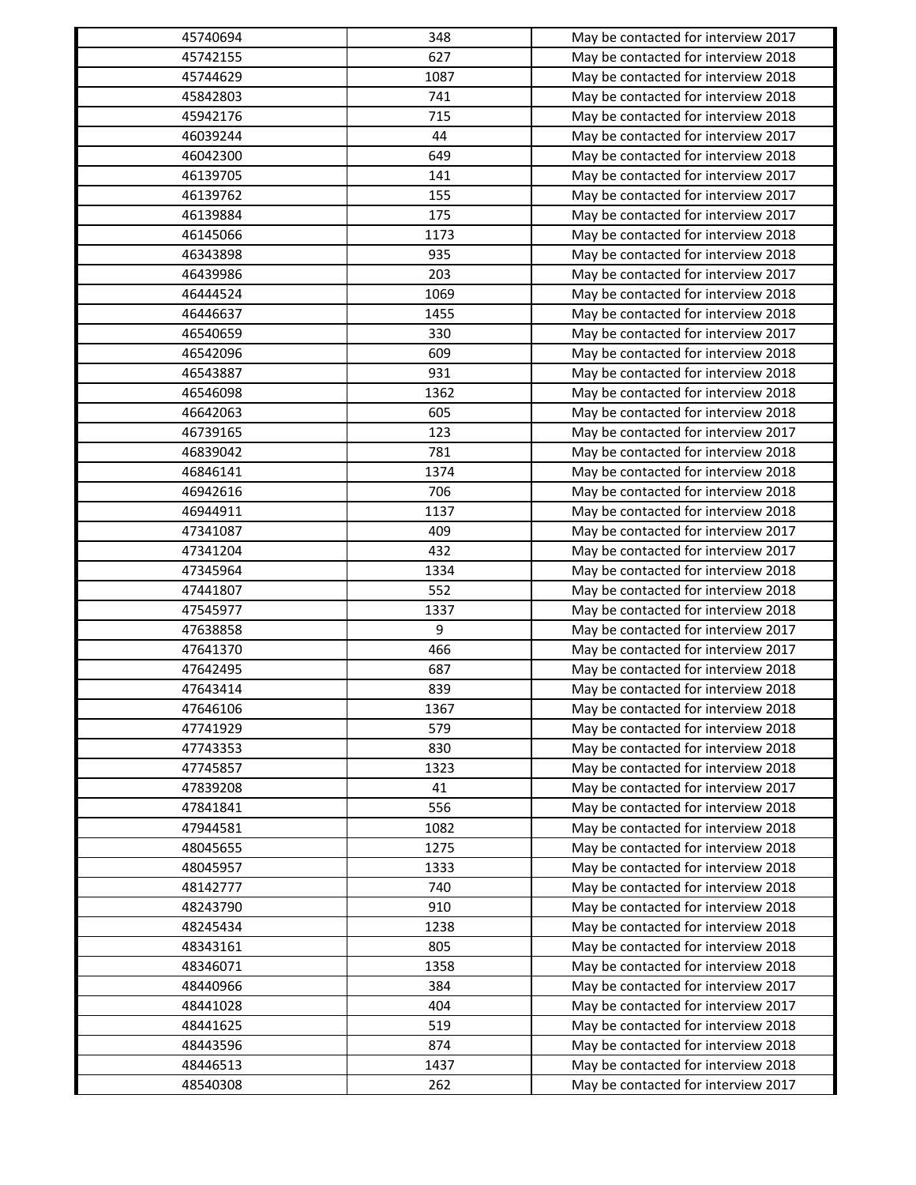| | | |
|---|---|---|
| 45740694 | 348 | May be contacted for interview 2017 |
| 45742155 | 627 | May be contacted for interview 2018 |
| 45744629 | 1087 | May be contacted for interview 2018 |
| 45842803 | 741 | May be contacted for interview 2018 |
| 45942176 | 715 | May be contacted for interview 2018 |
| 46039244 | 44 | May be contacted for interview 2017 |
| 46042300 | 649 | May be contacted for interview 2018 |
| 46139705 | 141 | May be contacted for interview 2017 |
| 46139762 | 155 | May be contacted for interview 2017 |
| 46139884 | 175 | May be contacted for interview 2017 |
| 46145066 | 1173 | May be contacted for interview 2018 |
| 46343898 | 935 | May be contacted for interview 2018 |
| 46439986 | 203 | May be contacted for interview 2017 |
| 46444524 | 1069 | May be contacted for interview 2018 |
| 46446637 | 1455 | May be contacted for interview 2018 |
| 46540659 | 330 | May be contacted for interview 2017 |
| 46542096 | 609 | May be contacted for interview 2018 |
| 46543887 | 931 | May be contacted for interview 2018 |
| 46546098 | 1362 | May be contacted for interview 2018 |
| 46642063 | 605 | May be contacted for interview 2018 |
| 46739165 | 123 | May be contacted for interview 2017 |
| 46839042 | 781 | May be contacted for interview 2018 |
| 46846141 | 1374 | May be contacted for interview 2018 |
| 46942616 | 706 | May be contacted for interview 2018 |
| 46944911 | 1137 | May be contacted for interview 2018 |
| 47341087 | 409 | May be contacted for interview 2017 |
| 47341204 | 432 | May be contacted for interview 2017 |
| 47345964 | 1334 | May be contacted for interview 2018 |
| 47441807 | 552 | May be contacted for interview 2018 |
| 47545977 | 1337 | May be contacted for interview 2018 |
| 47638858 | 9 | May be contacted for interview 2017 |
| 47641370 | 466 | May be contacted for interview 2017 |
| 47642495 | 687 | May be contacted for interview 2018 |
| 47643414 | 839 | May be contacted for interview 2018 |
| 47646106 | 1367 | May be contacted for interview 2018 |
| 47741929 | 579 | May be contacted for interview 2018 |
| 47743353 | 830 | May be contacted for interview 2018 |
| 47745857 | 1323 | May be contacted for interview 2018 |
| 47839208 | 41 | May be contacted for interview 2017 |
| 47841841 | 556 | May be contacted for interview 2018 |
| 47944581 | 1082 | May be contacted for interview 2018 |
| 48045655 | 1275 | May be contacted for interview 2018 |
| 48045957 | 1333 | May be contacted for interview 2018 |
| 48142777 | 740 | May be contacted for interview 2018 |
| 48243790 | 910 | May be contacted for interview 2018 |
| 48245434 | 1238 | May be contacted for interview 2018 |
| 48343161 | 805 | May be contacted for interview 2018 |
| 48346071 | 1358 | May be contacted for interview 2018 |
| 48440966 | 384 | May be contacted for interview 2017 |
| 48441028 | 404 | May be contacted for interview 2017 |
| 48441625 | 519 | May be contacted for interview 2018 |
| 48443596 | 874 | May be contacted for interview 2018 |
| 48446513 | 1437 | May be contacted for interview 2018 |
| 48540308 | 262 | May be contacted for interview 2017 |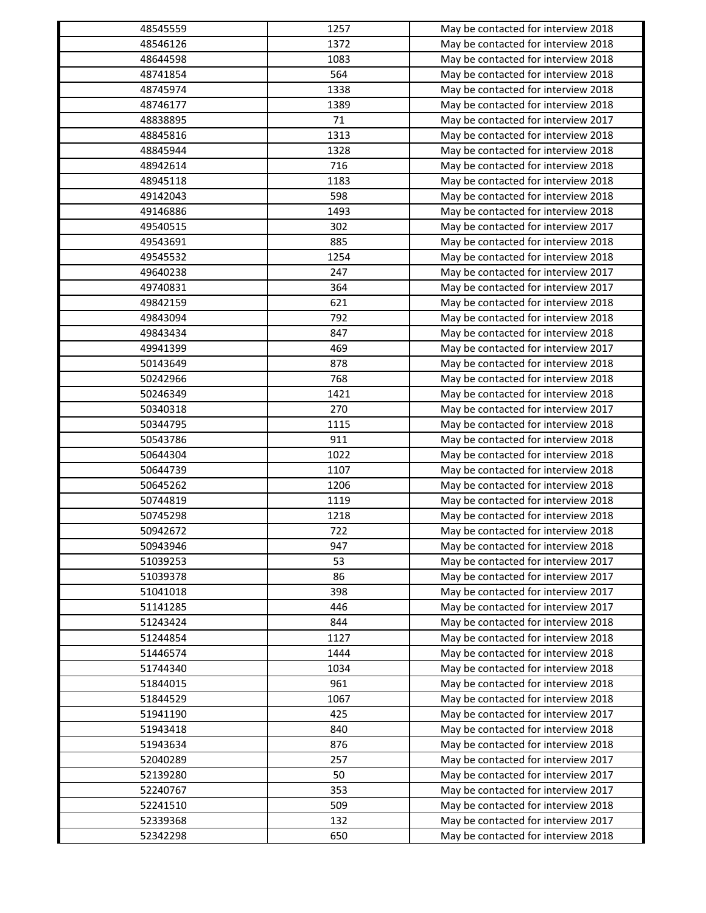| | | |
|---|---|---|
| 48545559 | 1257 | May be contacted for interview 2018 |
| 48546126 | 1372 | May be contacted for interview 2018 |
| 48644598 | 1083 | May be contacted for interview 2018 |
| 48741854 | 564 | May be contacted for interview 2018 |
| 48745974 | 1338 | May be contacted for interview 2018 |
| 48746177 | 1389 | May be contacted for interview 2018 |
| 48838895 | 71 | May be contacted for interview 2017 |
| 48845816 | 1313 | May be contacted for interview 2018 |
| 48845944 | 1328 | May be contacted for interview 2018 |
| 48942614 | 716 | May be contacted for interview 2018 |
| 48945118 | 1183 | May be contacted for interview 2018 |
| 49142043 | 598 | May be contacted for interview 2018 |
| 49146886 | 1493 | May be contacted for interview 2018 |
| 49540515 | 302 | May be contacted for interview 2017 |
| 49543691 | 885 | May be contacted for interview 2018 |
| 49545532 | 1254 | May be contacted for interview 2018 |
| 49640238 | 247 | May be contacted for interview 2017 |
| 49740831 | 364 | May be contacted for interview 2017 |
| 49842159 | 621 | May be contacted for interview 2018 |
| 49843094 | 792 | May be contacted for interview 2018 |
| 49843434 | 847 | May be contacted for interview 2018 |
| 49941399 | 469 | May be contacted for interview 2017 |
| 50143649 | 878 | May be contacted for interview 2018 |
| 50242966 | 768 | May be contacted for interview 2018 |
| 50246349 | 1421 | May be contacted for interview 2018 |
| 50340318 | 270 | May be contacted for interview 2017 |
| 50344795 | 1115 | May be contacted for interview 2018 |
| 50543786 | 911 | May be contacted for interview 2018 |
| 50644304 | 1022 | May be contacted for interview 2018 |
| 50644739 | 1107 | May be contacted for interview 2018 |
| 50645262 | 1206 | May be contacted for interview 2018 |
| 50744819 | 1119 | May be contacted for interview 2018 |
| 50745298 | 1218 | May be contacted for interview 2018 |
| 50942672 | 722 | May be contacted for interview 2018 |
| 50943946 | 947 | May be contacted for interview 2018 |
| 51039253 | 53 | May be contacted for interview 2017 |
| 51039378 | 86 | May be contacted for interview 2017 |
| 51041018 | 398 | May be contacted for interview 2017 |
| 51141285 | 446 | May be contacted for interview 2017 |
| 51243424 | 844 | May be contacted for interview 2018 |
| 51244854 | 1127 | May be contacted for interview 2018 |
| 51446574 | 1444 | May be contacted for interview 2018 |
| 51744340 | 1034 | May be contacted for interview 2018 |
| 51844015 | 961 | May be contacted for interview 2018 |
| 51844529 | 1067 | May be contacted for interview 2018 |
| 51941190 | 425 | May be contacted for interview 2017 |
| 51943418 | 840 | May be contacted for interview 2018 |
| 51943634 | 876 | May be contacted for interview 2018 |
| 52040289 | 257 | May be contacted for interview 2017 |
| 52139280 | 50 | May be contacted for interview 2017 |
| 52240767 | 353 | May be contacted for interview 2017 |
| 52241510 | 509 | May be contacted for interview 2018 |
| 52339368 | 132 | May be contacted for interview 2017 |
| 52342298 | 650 | May be contacted for interview 2018 |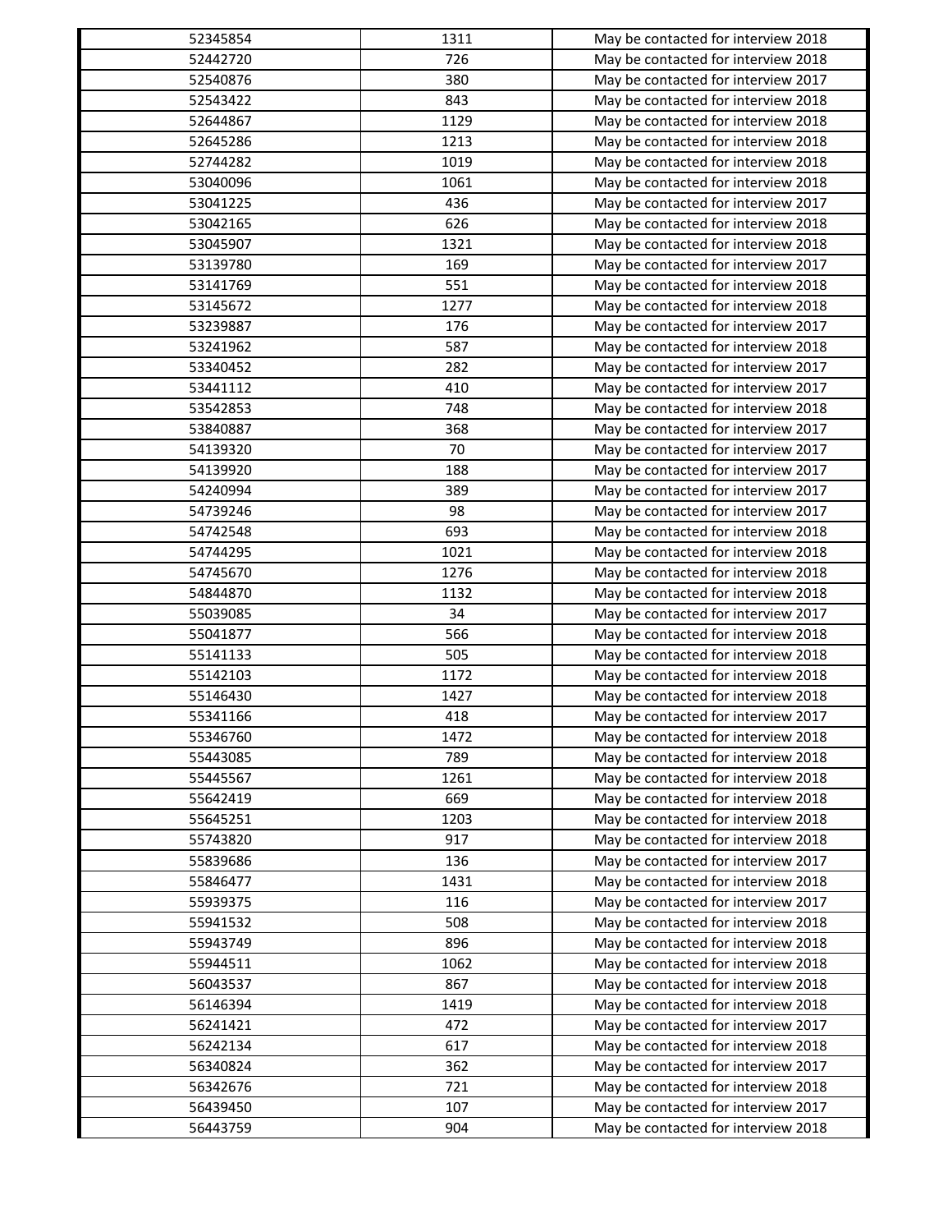| | | |
|---|---|---|
| 52345854 | 1311 | May be contacted for interview 2018 |
| 52442720 | 726 | May be contacted for interview 2018 |
| 52540876 | 380 | May be contacted for interview 2017 |
| 52543422 | 843 | May be contacted for interview 2018 |
| 52644867 | 1129 | May be contacted for interview 2018 |
| 52645286 | 1213 | May be contacted for interview 2018 |
| 52744282 | 1019 | May be contacted for interview 2018 |
| 53040096 | 1061 | May be contacted for interview 2018 |
| 53041225 | 436 | May be contacted for interview 2017 |
| 53042165 | 626 | May be contacted for interview 2018 |
| 53045907 | 1321 | May be contacted for interview 2018 |
| 53139780 | 169 | May be contacted for interview 2017 |
| 53141769 | 551 | May be contacted for interview 2018 |
| 53145672 | 1277 | May be contacted for interview 2018 |
| 53239887 | 176 | May be contacted for interview 2017 |
| 53241962 | 587 | May be contacted for interview 2018 |
| 53340452 | 282 | May be contacted for interview 2017 |
| 53441112 | 410 | May be contacted for interview 2017 |
| 53542853 | 748 | May be contacted for interview 2018 |
| 53840887 | 368 | May be contacted for interview 2017 |
| 54139320 | 70 | May be contacted for interview 2017 |
| 54139920 | 188 | May be contacted for interview 2017 |
| 54240994 | 389 | May be contacted for interview 2017 |
| 54739246 | 98 | May be contacted for interview 2017 |
| 54742548 | 693 | May be contacted for interview 2018 |
| 54744295 | 1021 | May be contacted for interview 2018 |
| 54745670 | 1276 | May be contacted for interview 2018 |
| 54844870 | 1132 | May be contacted for interview 2018 |
| 55039085 | 34 | May be contacted for interview 2017 |
| 55041877 | 566 | May be contacted for interview 2018 |
| 55141133 | 505 | May be contacted for interview 2018 |
| 55142103 | 1172 | May be contacted for interview 2018 |
| 55146430 | 1427 | May be contacted for interview 2018 |
| 55341166 | 418 | May be contacted for interview 2017 |
| 55346760 | 1472 | May be contacted for interview 2018 |
| 55443085 | 789 | May be contacted for interview 2018 |
| 55445567 | 1261 | May be contacted for interview 2018 |
| 55642419 | 669 | May be contacted for interview 2018 |
| 55645251 | 1203 | May be contacted for interview 2018 |
| 55743820 | 917 | May be contacted for interview 2018 |
| 55839686 | 136 | May be contacted for interview 2017 |
| 55846477 | 1431 | May be contacted for interview 2018 |
| 55939375 | 116 | May be contacted for interview 2017 |
| 55941532 | 508 | May be contacted for interview 2018 |
| 55943749 | 896 | May be contacted for interview 2018 |
| 55944511 | 1062 | May be contacted for interview 2018 |
| 56043537 | 867 | May be contacted for interview 2018 |
| 56146394 | 1419 | May be contacted for interview 2018 |
| 56241421 | 472 | May be contacted for interview 2017 |
| 56242134 | 617 | May be contacted for interview 2018 |
| 56340824 | 362 | May be contacted for interview 2017 |
| 56342676 | 721 | May be contacted for interview 2018 |
| 56439450 | 107 | May be contacted for interview 2017 |
| 56443759 | 904 | May be contacted for interview 2018 |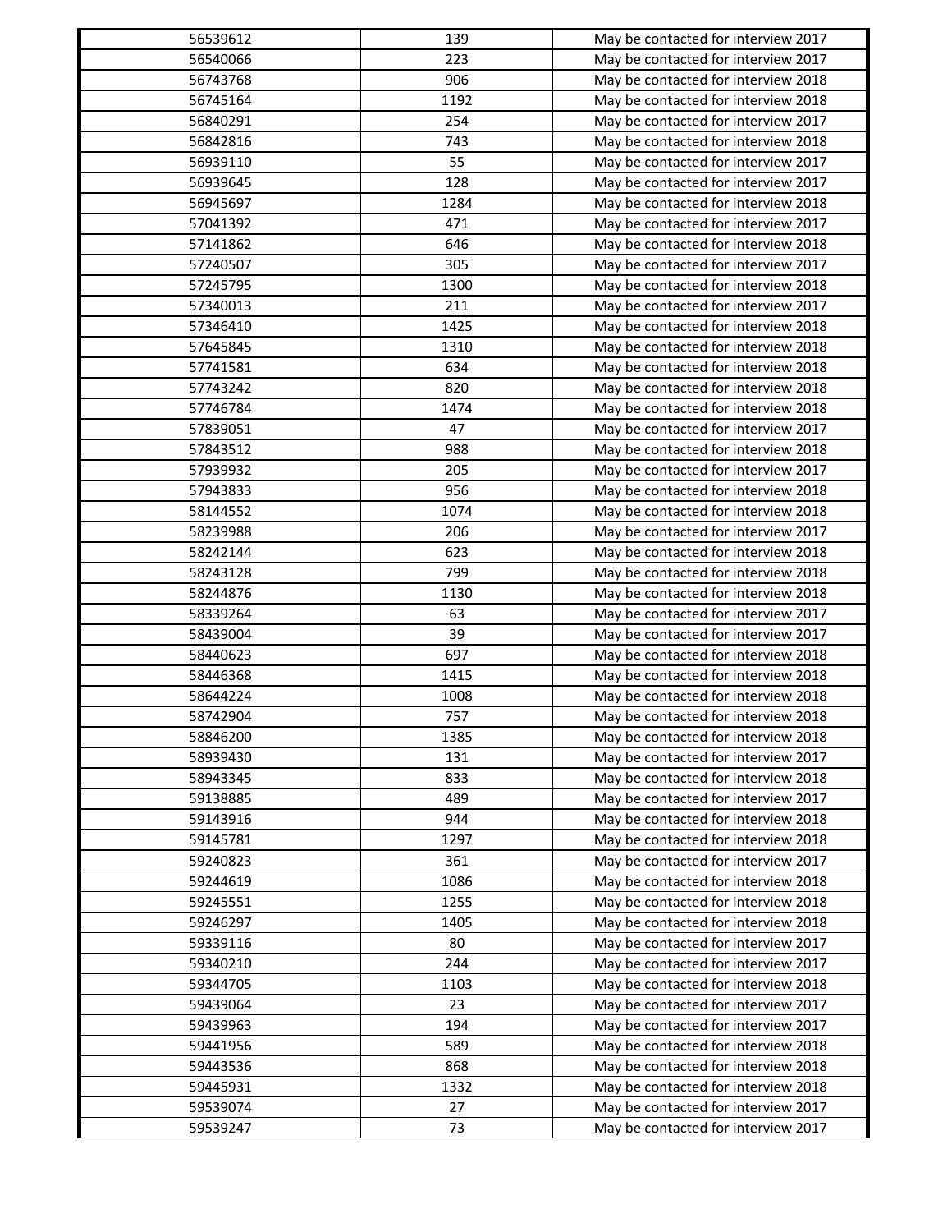| | | |
|---|---|---|
| 56539612 | 139 | May be contacted for interview 2017 |
| 56540066 | 223 | May be contacted for interview 2017 |
| 56743768 | 906 | May be contacted for interview 2018 |
| 56745164 | 1192 | May be contacted for interview 2018 |
| 56840291 | 254 | May be contacted for interview 2017 |
| 56842816 | 743 | May be contacted for interview 2018 |
| 56939110 | 55 | May be contacted for interview 2017 |
| 56939645 | 128 | May be contacted for interview 2017 |
| 56945697 | 1284 | May be contacted for interview 2018 |
| 57041392 | 471 | May be contacted for interview 2017 |
| 57141862 | 646 | May be contacted for interview 2018 |
| 57240507 | 305 | May be contacted for interview 2017 |
| 57245795 | 1300 | May be contacted for interview 2018 |
| 57340013 | 211 | May be contacted for interview 2017 |
| 57346410 | 1425 | May be contacted for interview 2018 |
| 57645845 | 1310 | May be contacted for interview 2018 |
| 57741581 | 634 | May be contacted for interview 2018 |
| 57743242 | 820 | May be contacted for interview 2018 |
| 57746784 | 1474 | May be contacted for interview 2018 |
| 57839051 | 47 | May be contacted for interview 2017 |
| 57843512 | 988 | May be contacted for interview 2018 |
| 57939932 | 205 | May be contacted for interview 2017 |
| 57943833 | 956 | May be contacted for interview 2018 |
| 58144552 | 1074 | May be contacted for interview 2018 |
| 58239988 | 206 | May be contacted for interview 2017 |
| 58242144 | 623 | May be contacted for interview 2018 |
| 58243128 | 799 | May be contacted for interview 2018 |
| 58244876 | 1130 | May be contacted for interview 2018 |
| 58339264 | 63 | May be contacted for interview 2017 |
| 58439004 | 39 | May be contacted for interview 2017 |
| 58440623 | 697 | May be contacted for interview 2018 |
| 58446368 | 1415 | May be contacted for interview 2018 |
| 58644224 | 1008 | May be contacted for interview 2018 |
| 58742904 | 757 | May be contacted for interview 2018 |
| 58846200 | 1385 | May be contacted for interview 2018 |
| 58939430 | 131 | May be contacted for interview 2017 |
| 58943345 | 833 | May be contacted for interview 2018 |
| 59138885 | 489 | May be contacted for interview 2017 |
| 59143916 | 944 | May be contacted for interview 2018 |
| 59145781 | 1297 | May be contacted for interview 2018 |
| 59240823 | 361 | May be contacted for interview 2017 |
| 59244619 | 1086 | May be contacted for interview 2018 |
| 59245551 | 1255 | May be contacted for interview 2018 |
| 59246297 | 1405 | May be contacted for interview 2018 |
| 59339116 | 80 | May be contacted for interview 2017 |
| 59340210 | 244 | May be contacted for interview 2017 |
| 59344705 | 1103 | May be contacted for interview 2018 |
| 59439064 | 23 | May be contacted for interview 2017 |
| 59439963 | 194 | May be contacted for interview 2017 |
| 59441956 | 589 | May be contacted for interview 2018 |
| 59443536 | 868 | May be contacted for interview 2018 |
| 59445931 | 1332 | May be contacted for interview 2018 |
| 59539074 | 27 | May be contacted for interview 2017 |
| 59539247 | 73 | May be contacted for interview 2017 |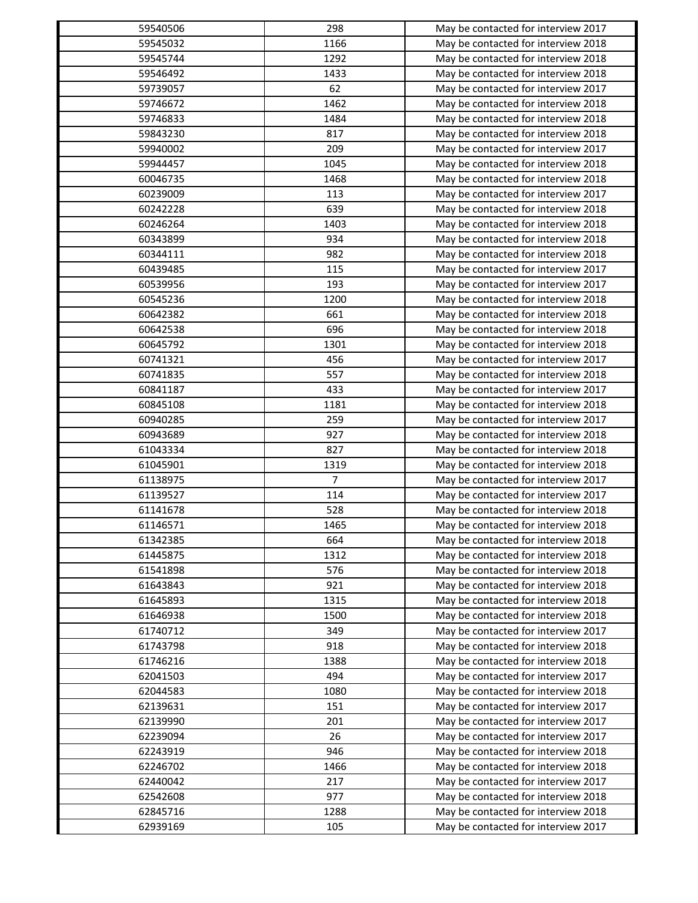| | | |
|---|---|---|
| 59540506 | 298 | May be contacted for interview 2017 |
| 59545032 | 1166 | May be contacted for interview 2018 |
| 59545744 | 1292 | May be contacted for interview 2018 |
| 59546492 | 1433 | May be contacted for interview 2018 |
| 59739057 | 62 | May be contacted for interview 2017 |
| 59746672 | 1462 | May be contacted for interview 2018 |
| 59746833 | 1484 | May be contacted for interview 2018 |
| 59843230 | 817 | May be contacted for interview 2018 |
| 59940002 | 209 | May be contacted for interview 2017 |
| 59944457 | 1045 | May be contacted for interview 2018 |
| 60046735 | 1468 | May be contacted for interview 2018 |
| 60239009 | 113 | May be contacted for interview 2017 |
| 60242228 | 639 | May be contacted for interview 2018 |
| 60246264 | 1403 | May be contacted for interview 2018 |
| 60343899 | 934 | May be contacted for interview 2018 |
| 60344111 | 982 | May be contacted for interview 2018 |
| 60439485 | 115 | May be contacted for interview 2017 |
| 60539956 | 193 | May be contacted for interview 2017 |
| 60545236 | 1200 | May be contacted for interview 2018 |
| 60642382 | 661 | May be contacted for interview 2018 |
| 60642538 | 696 | May be contacted for interview 2018 |
| 60645792 | 1301 | May be contacted for interview 2018 |
| 60741321 | 456 | May be contacted for interview 2017 |
| 60741835 | 557 | May be contacted for interview 2018 |
| 60841187 | 433 | May be contacted for interview 2017 |
| 60845108 | 1181 | May be contacted for interview 2018 |
| 60940285 | 259 | May be contacted for interview 2017 |
| 60943689 | 927 | May be contacted for interview 2018 |
| 61043334 | 827 | May be contacted for interview 2018 |
| 61045901 | 1319 | May be contacted for interview 2018 |
| 61138975 | 7 | May be contacted for interview 2017 |
| 61139527 | 114 | May be contacted for interview 2017 |
| 61141678 | 528 | May be contacted for interview 2018 |
| 61146571 | 1465 | May be contacted for interview 2018 |
| 61342385 | 664 | May be contacted for interview 2018 |
| 61445875 | 1312 | May be contacted for interview 2018 |
| 61541898 | 576 | May be contacted for interview 2018 |
| 61643843 | 921 | May be contacted for interview 2018 |
| 61645893 | 1315 | May be contacted for interview 2018 |
| 61646938 | 1500 | May be contacted for interview 2018 |
| 61740712 | 349 | May be contacted for interview 2017 |
| 61743798 | 918 | May be contacted for interview 2018 |
| 61746216 | 1388 | May be contacted for interview 2018 |
| 62041503 | 494 | May be contacted for interview 2017 |
| 62044583 | 1080 | May be contacted for interview 2018 |
| 62139631 | 151 | May be contacted for interview 2017 |
| 62139990 | 201 | May be contacted for interview 2017 |
| 62239094 | 26 | May be contacted for interview 2017 |
| 62243919 | 946 | May be contacted for interview 2018 |
| 62246702 | 1466 | May be contacted for interview 2018 |
| 62440042 | 217 | May be contacted for interview 2017 |
| 62542608 | 977 | May be contacted for interview 2018 |
| 62845716 | 1288 | May be contacted for interview 2018 |
| 62939169 | 105 | May be contacted for interview 2017 |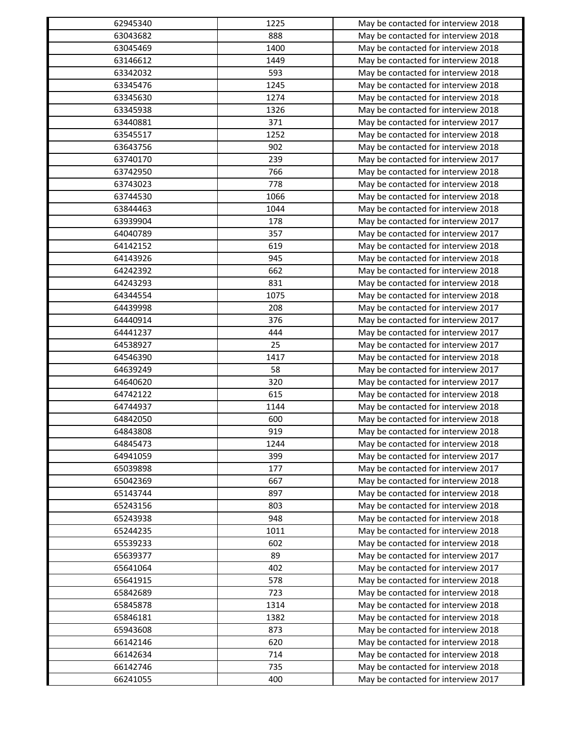| 62945340 | 1225 | May be contacted for interview 2018 |
|---|---|---|
| 63043682 | 888 | May be contacted for interview 2018 |
| 63045469 | 1400 | May be contacted for interview 2018 |
| 63146612 | 1449 | May be contacted for interview 2018 |
| 63342032 | 593 | May be contacted for interview 2018 |
| 63345476 | 1245 | May be contacted for interview 2018 |
| 63345630 | 1274 | May be contacted for interview 2018 |
| 63345938 | 1326 | May be contacted for interview 2018 |
| 63440881 | 371 | May be contacted for interview 2017 |
| 63545517 | 1252 | May be contacted for interview 2018 |
| 63643756 | 902 | May be contacted for interview 2018 |
| 63740170 | 239 | May be contacted for interview 2017 |
| 63742950 | 766 | May be contacted for interview 2018 |
| 63743023 | 778 | May be contacted for interview 2018 |
| 63744530 | 1066 | May be contacted for interview 2018 |
| 63844463 | 1044 | May be contacted for interview 2018 |
| 63939904 | 178 | May be contacted for interview 2017 |
| 64040789 | 357 | May be contacted for interview 2017 |
| 64142152 | 619 | May be contacted for interview 2018 |
| 64143926 | 945 | May be contacted for interview 2018 |
| 64242392 | 662 | May be contacted for interview 2018 |
| 64243293 | 831 | May be contacted for interview 2018 |
| 64344554 | 1075 | May be contacted for interview 2018 |
| 64439998 | 208 | May be contacted for interview 2017 |
| 64440914 | 376 | May be contacted for interview 2017 |
| 64441237 | 444 | May be contacted for interview 2017 |
| 64538927 | 25 | May be contacted for interview 2017 |
| 64546390 | 1417 | May be contacted for interview 2018 |
| 64639249 | 58 | May be contacted for interview 2017 |
| 64640620 | 320 | May be contacted for interview 2017 |
| 64742122 | 615 | May be contacted for interview 2018 |
| 64744937 | 1144 | May be contacted for interview 2018 |
| 64842050 | 600 | May be contacted for interview 2018 |
| 64843808 | 919 | May be contacted for interview 2018 |
| 64845473 | 1244 | May be contacted for interview 2018 |
| 64941059 | 399 | May be contacted for interview 2017 |
| 65039898 | 177 | May be contacted for interview 2017 |
| 65042369 | 667 | May be contacted for interview 2018 |
| 65143744 | 897 | May be contacted for interview 2018 |
| 65243156 | 803 | May be contacted for interview 2018 |
| 65243938 | 948 | May be contacted for interview 2018 |
| 65244235 | 1011 | May be contacted for interview 2018 |
| 65539233 | 602 | May be contacted for interview 2018 |
| 65639377 | 89 | May be contacted for interview 2017 |
| 65641064 | 402 | May be contacted for interview 2017 |
| 65641915 | 578 | May be contacted for interview 2018 |
| 65842689 | 723 | May be contacted for interview 2018 |
| 65845878 | 1314 | May be contacted for interview 2018 |
| 65846181 | 1382 | May be contacted for interview 2018 |
| 65943608 | 873 | May be contacted for interview 2018 |
| 66142146 | 620 | May be contacted for interview 2018 |
| 66142634 | 714 | May be contacted for interview 2018 |
| 66142746 | 735 | May be contacted for interview 2018 |
| 66241055 | 400 | May be contacted for interview 2017 |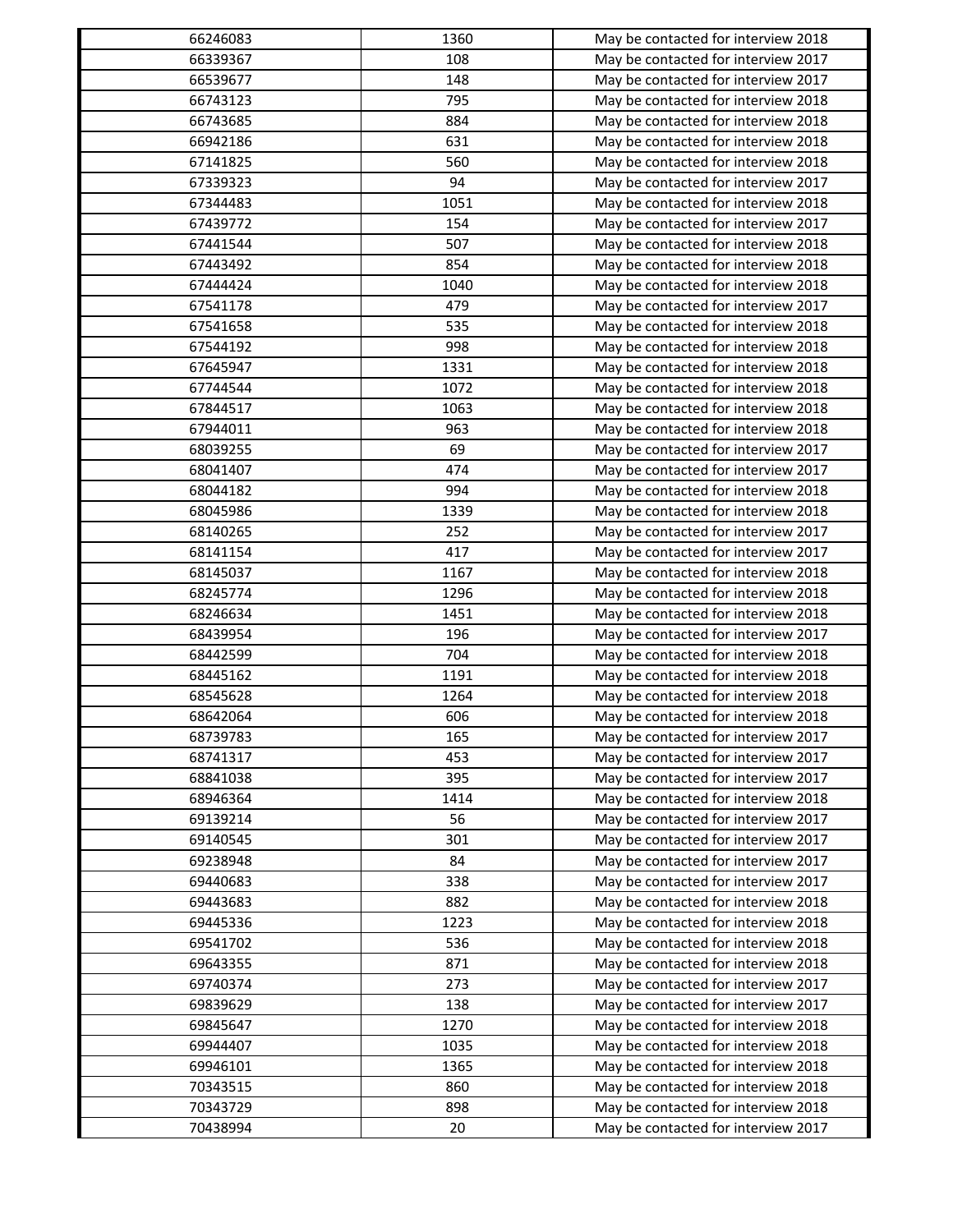| | | |
|---|---|---|
| 66246083 | 1360 | May be contacted for interview 2018 |
| 66339367 | 108 | May be contacted for interview 2017 |
| 66539677 | 148 | May be contacted for interview 2017 |
| 66743123 | 795 | May be contacted for interview 2018 |
| 66743685 | 884 | May be contacted for interview 2018 |
| 66942186 | 631 | May be contacted for interview 2018 |
| 67141825 | 560 | May be contacted for interview 2018 |
| 67339323 | 94 | May be contacted for interview 2017 |
| 67344483 | 1051 | May be contacted for interview 2018 |
| 67439772 | 154 | May be contacted for interview 2017 |
| 67441544 | 507 | May be contacted for interview 2018 |
| 67443492 | 854 | May be contacted for interview 2018 |
| 67444424 | 1040 | May be contacted for interview 2018 |
| 67541178 | 479 | May be contacted for interview 2017 |
| 67541658 | 535 | May be contacted for interview 2018 |
| 67544192 | 998 | May be contacted for interview 2018 |
| 67645947 | 1331 | May be contacted for interview 2018 |
| 67744544 | 1072 | May be contacted for interview 2018 |
| 67844517 | 1063 | May be contacted for interview 2018 |
| 67944011 | 963 | May be contacted for interview 2018 |
| 68039255 | 69 | May be contacted for interview 2017 |
| 68041407 | 474 | May be contacted for interview 2017 |
| 68044182 | 994 | May be contacted for interview 2018 |
| 68045986 | 1339 | May be contacted for interview 2018 |
| 68140265 | 252 | May be contacted for interview 2017 |
| 68141154 | 417 | May be contacted for interview 2017 |
| 68145037 | 1167 | May be contacted for interview 2018 |
| 68245774 | 1296 | May be contacted for interview 2018 |
| 68246634 | 1451 | May be contacted for interview 2018 |
| 68439954 | 196 | May be contacted for interview 2017 |
| 68442599 | 704 | May be contacted for interview 2018 |
| 68445162 | 1191 | May be contacted for interview 2018 |
| 68545628 | 1264 | May be contacted for interview 2018 |
| 68642064 | 606 | May be contacted for interview 2018 |
| 68739783 | 165 | May be contacted for interview 2017 |
| 68741317 | 453 | May be contacted for interview 2017 |
| 68841038 | 395 | May be contacted for interview 2017 |
| 68946364 | 1414 | May be contacted for interview 2018 |
| 69139214 | 56 | May be contacted for interview 2017 |
| 69140545 | 301 | May be contacted for interview 2017 |
| 69238948 | 84 | May be contacted for interview 2017 |
| 69440683 | 338 | May be contacted for interview 2017 |
| 69443683 | 882 | May be contacted for interview 2018 |
| 69445336 | 1223 | May be contacted for interview 2018 |
| 69541702 | 536 | May be contacted for interview 2018 |
| 69643355 | 871 | May be contacted for interview 2018 |
| 69740374 | 273 | May be contacted for interview 2017 |
| 69839629 | 138 | May be contacted for interview 2017 |
| 69845647 | 1270 | May be contacted for interview 2018 |
| 69944407 | 1035 | May be contacted for interview 2018 |
| 69946101 | 1365 | May be contacted for interview 2018 |
| 70343515 | 860 | May be contacted for interview 2018 |
| 70343729 | 898 | May be contacted for interview 2018 |
| 70438994 | 20 | May be contacted for interview 2017 |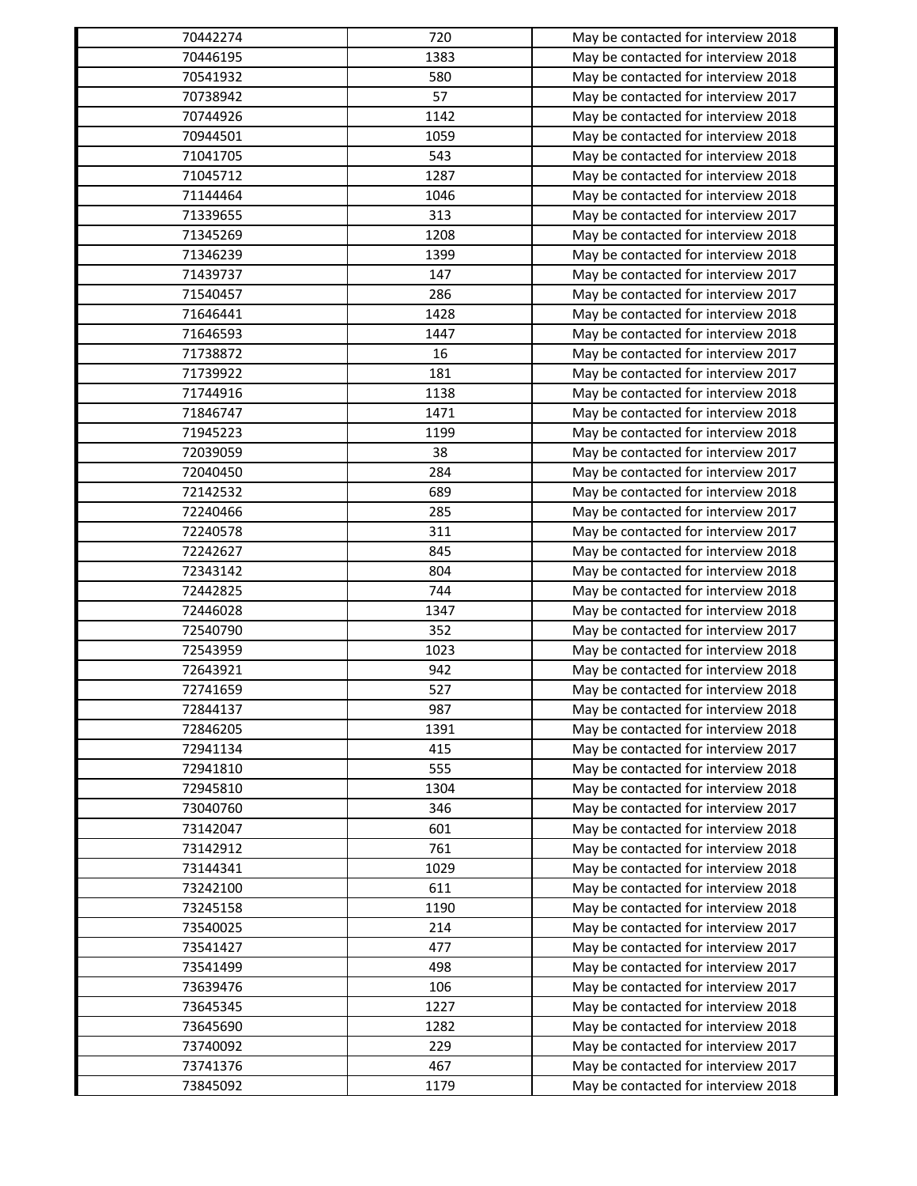| 70442274 | 720 | May be contacted for interview 2018 |
|---|---|---|
| 70446195 | 1383 | May be contacted for interview 2018 |
| 70541932 | 580 | May be contacted for interview 2018 |
| 70738942 | 57 | May be contacted for interview 2017 |
| 70744926 | 1142 | May be contacted for interview 2018 |
| 70944501 | 1059 | May be contacted for interview 2018 |
| 71041705 | 543 | May be contacted for interview 2018 |
| 71045712 | 1287 | May be contacted for interview 2018 |
| 71144464 | 1046 | May be contacted for interview 2018 |
| 71339655 | 313 | May be contacted for interview 2017 |
| 71345269 | 1208 | May be contacted for interview 2018 |
| 71346239 | 1399 | May be contacted for interview 2018 |
| 71439737 | 147 | May be contacted for interview 2017 |
| 71540457 | 286 | May be contacted for interview 2017 |
| 71646441 | 1428 | May be contacted for interview 2018 |
| 71646593 | 1447 | May be contacted for interview 2018 |
| 71738872 | 16 | May be contacted for interview 2017 |
| 71739922 | 181 | May be contacted for interview 2017 |
| 71744916 | 1138 | May be contacted for interview 2018 |
| 71846747 | 1471 | May be contacted for interview 2018 |
| 71945223 | 1199 | May be contacted for interview 2018 |
| 72039059 | 38 | May be contacted for interview 2017 |
| 72040450 | 284 | May be contacted for interview 2017 |
| 72142532 | 689 | May be contacted for interview 2018 |
| 72240466 | 285 | May be contacted for interview 2017 |
| 72240578 | 311 | May be contacted for interview 2017 |
| 72242627 | 845 | May be contacted for interview 2018 |
| 72343142 | 804 | May be contacted for interview 2018 |
| 72442825 | 744 | May be contacted for interview 2018 |
| 72446028 | 1347 | May be contacted for interview 2018 |
| 72540790 | 352 | May be contacted for interview 2017 |
| 72543959 | 1023 | May be contacted for interview 2018 |
| 72643921 | 942 | May be contacted for interview 2018 |
| 72741659 | 527 | May be contacted for interview 2018 |
| 72844137 | 987 | May be contacted for interview 2018 |
| 72846205 | 1391 | May be contacted for interview 2018 |
| 72941134 | 415 | May be contacted for interview 2017 |
| 72941810 | 555 | May be contacted for interview 2018 |
| 72945810 | 1304 | May be contacted for interview 2018 |
| 73040760 | 346 | May be contacted for interview 2017 |
| 73142047 | 601 | May be contacted for interview 2018 |
| 73142912 | 761 | May be contacted for interview 2018 |
| 73144341 | 1029 | May be contacted for interview 2018 |
| 73242100 | 611 | May be contacted for interview 2018 |
| 73245158 | 1190 | May be contacted for interview 2018 |
| 73540025 | 214 | May be contacted for interview 2017 |
| 73541427 | 477 | May be contacted for interview 2017 |
| 73541499 | 498 | May be contacted for interview 2017 |
| 73639476 | 106 | May be contacted for interview 2017 |
| 73645345 | 1227 | May be contacted for interview 2018 |
| 73645690 | 1282 | May be contacted for interview 2018 |
| 73740092 | 229 | May be contacted for interview 2017 |
| 73741376 | 467 | May be contacted for interview 2017 |
| 73845092 | 1179 | May be contacted for interview 2018 |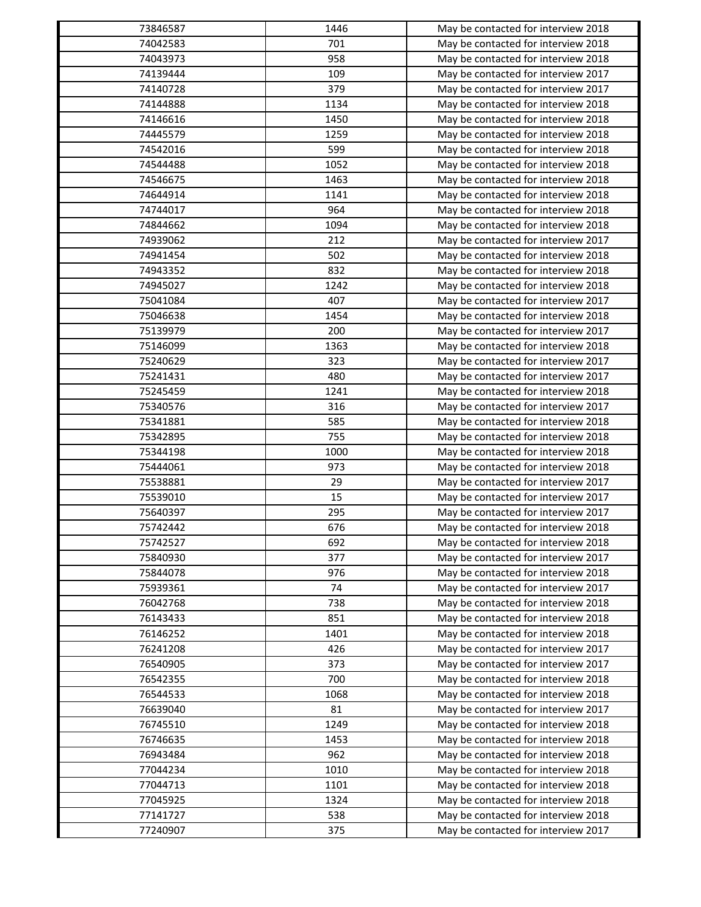| 73846587 | 1446 | May be contacted for interview 2018 |
|---|---|---|
| 74042583 | 701 | May be contacted for interview 2018 |
| 74043973 | 958 | May be contacted for interview 2018 |
| 74139444 | 109 | May be contacted for interview 2017 |
| 74140728 | 379 | May be contacted for interview 2017 |
| 74144888 | 1134 | May be contacted for interview 2018 |
| 74146616 | 1450 | May be contacted for interview 2018 |
| 74445579 | 1259 | May be contacted for interview 2018 |
| 74542016 | 599 | May be contacted for interview 2018 |
| 74544488 | 1052 | May be contacted for interview 2018 |
| 74546675 | 1463 | May be contacted for interview 2018 |
| 74644914 | 1141 | May be contacted for interview 2018 |
| 74744017 | 964 | May be contacted for interview 2018 |
| 74844662 | 1094 | May be contacted for interview 2018 |
| 74939062 | 212 | May be contacted for interview 2017 |
| 74941454 | 502 | May be contacted for interview 2018 |
| 74943352 | 832 | May be contacted for interview 2018 |
| 74945027 | 1242 | May be contacted for interview 2018 |
| 75041084 | 407 | May be contacted for interview 2017 |
| 75046638 | 1454 | May be contacted for interview 2018 |
| 75139979 | 200 | May be contacted for interview 2017 |
| 75146099 | 1363 | May be contacted for interview 2018 |
| 75240629 | 323 | May be contacted for interview 2017 |
| 75241431 | 480 | May be contacted for interview 2017 |
| 75245459 | 1241 | May be contacted for interview 2018 |
| 75340576 | 316 | May be contacted for interview 2017 |
| 75341881 | 585 | May be contacted for interview 2018 |
| 75342895 | 755 | May be contacted for interview 2018 |
| 75344198 | 1000 | May be contacted for interview 2018 |
| 75444061 | 973 | May be contacted for interview 2018 |
| 75538881 | 29 | May be contacted for interview 2017 |
| 75539010 | 15 | May be contacted for interview 2017 |
| 75640397 | 295 | May be contacted for interview 2017 |
| 75742442 | 676 | May be contacted for interview 2018 |
| 75742527 | 692 | May be contacted for interview 2018 |
| 75840930 | 377 | May be contacted for interview 2017 |
| 75844078 | 976 | May be contacted for interview 2018 |
| 75939361 | 74 | May be contacted for interview 2017 |
| 76042768 | 738 | May be contacted for interview 2018 |
| 76143433 | 851 | May be contacted for interview 2018 |
| 76146252 | 1401 | May be contacted for interview 2018 |
| 76241208 | 426 | May be contacted for interview 2017 |
| 76540905 | 373 | May be contacted for interview 2017 |
| 76542355 | 700 | May be contacted for interview 2018 |
| 76544533 | 1068 | May be contacted for interview 2018 |
| 76639040 | 81 | May be contacted for interview 2017 |
| 76745510 | 1249 | May be contacted for interview 2018 |
| 76746635 | 1453 | May be contacted for interview 2018 |
| 76943484 | 962 | May be contacted for interview 2018 |
| 77044234 | 1010 | May be contacted for interview 2018 |
| 77044713 | 1101 | May be contacted for interview 2018 |
| 77045925 | 1324 | May be contacted for interview 2018 |
| 77141727 | 538 | May be contacted for interview 2018 |
| 77240907 | 375 | May be contacted for interview 2017 |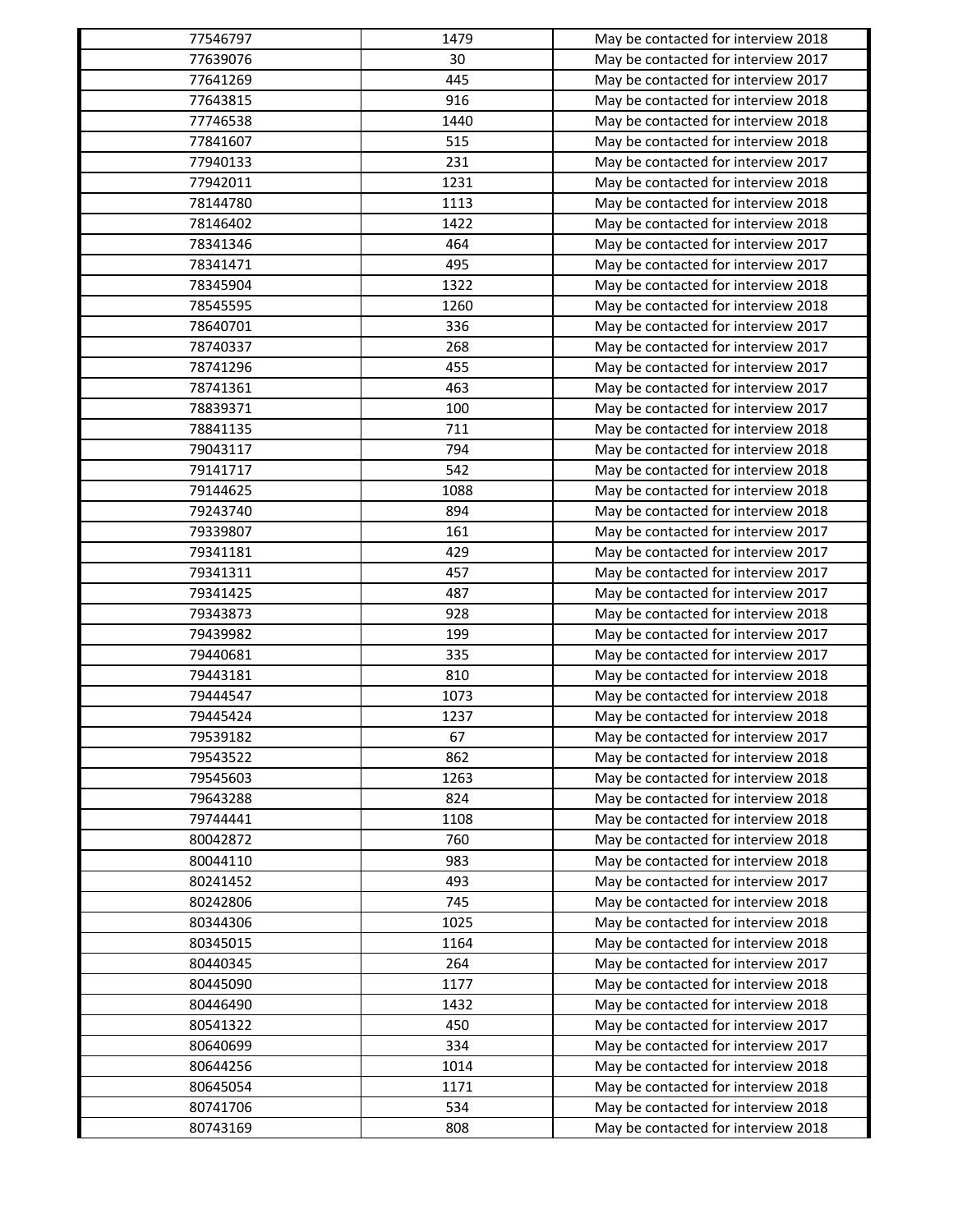| | | |
|---|---|---|
| 77546797 | 1479 | May be contacted for interview 2018 |
| 77639076 | 30 | May be contacted for interview 2017 |
| 77641269 | 445 | May be contacted for interview 2017 |
| 77643815 | 916 | May be contacted for interview 2018 |
| 77746538 | 1440 | May be contacted for interview 2018 |
| 77841607 | 515 | May be contacted for interview 2018 |
| 77940133 | 231 | May be contacted for interview 2017 |
| 77942011 | 1231 | May be contacted for interview 2018 |
| 78144780 | 1113 | May be contacted for interview 2018 |
| 78146402 | 1422 | May be contacted for interview 2018 |
| 78341346 | 464 | May be contacted for interview 2017 |
| 78341471 | 495 | May be contacted for interview 2017 |
| 78345904 | 1322 | May be contacted for interview 2018 |
| 78545595 | 1260 | May be contacted for interview 2018 |
| 78640701 | 336 | May be contacted for interview 2017 |
| 78740337 | 268 | May be contacted for interview 2017 |
| 78741296 | 455 | May be contacted for interview 2017 |
| 78741361 | 463 | May be contacted for interview 2017 |
| 78839371 | 100 | May be contacted for interview 2017 |
| 78841135 | 711 | May be contacted for interview 2018 |
| 79043117 | 794 | May be contacted for interview 2018 |
| 79141717 | 542 | May be contacted for interview 2018 |
| 79144625 | 1088 | May be contacted for interview 2018 |
| 79243740 | 894 | May be contacted for interview 2018 |
| 79339807 | 161 | May be contacted for interview 2017 |
| 79341181 | 429 | May be contacted for interview 2017 |
| 79341311 | 457 | May be contacted for interview 2017 |
| 79341425 | 487 | May be contacted for interview 2017 |
| 79343873 | 928 | May be contacted for interview 2018 |
| 79439982 | 199 | May be contacted for interview 2017 |
| 79440681 | 335 | May be contacted for interview 2017 |
| 79443181 | 810 | May be contacted for interview 2018 |
| 79444547 | 1073 | May be contacted for interview 2018 |
| 79445424 | 1237 | May be contacted for interview 2018 |
| 79539182 | 67 | May be contacted for interview 2017 |
| 79543522 | 862 | May be contacted for interview 2018 |
| 79545603 | 1263 | May be contacted for interview 2018 |
| 79643288 | 824 | May be contacted for interview 2018 |
| 79744441 | 1108 | May be contacted for interview 2018 |
| 80042872 | 760 | May be contacted for interview 2018 |
| 80044110 | 983 | May be contacted for interview 2018 |
| 80241452 | 493 | May be contacted for interview 2017 |
| 80242806 | 745 | May be contacted for interview 2018 |
| 80344306 | 1025 | May be contacted for interview 2018 |
| 80345015 | 1164 | May be contacted for interview 2018 |
| 80440345 | 264 | May be contacted for interview 2017 |
| 80445090 | 1177 | May be contacted for interview 2018 |
| 80446490 | 1432 | May be contacted for interview 2018 |
| 80541322 | 450 | May be contacted for interview 2017 |
| 80640699 | 334 | May be contacted for interview 2017 |
| 80644256 | 1014 | May be contacted for interview 2018 |
| 80645054 | 1171 | May be contacted for interview 2018 |
| 80741706 | 534 | May be contacted for interview 2018 |
| 80743169 | 808 | May be contacted for interview 2018 |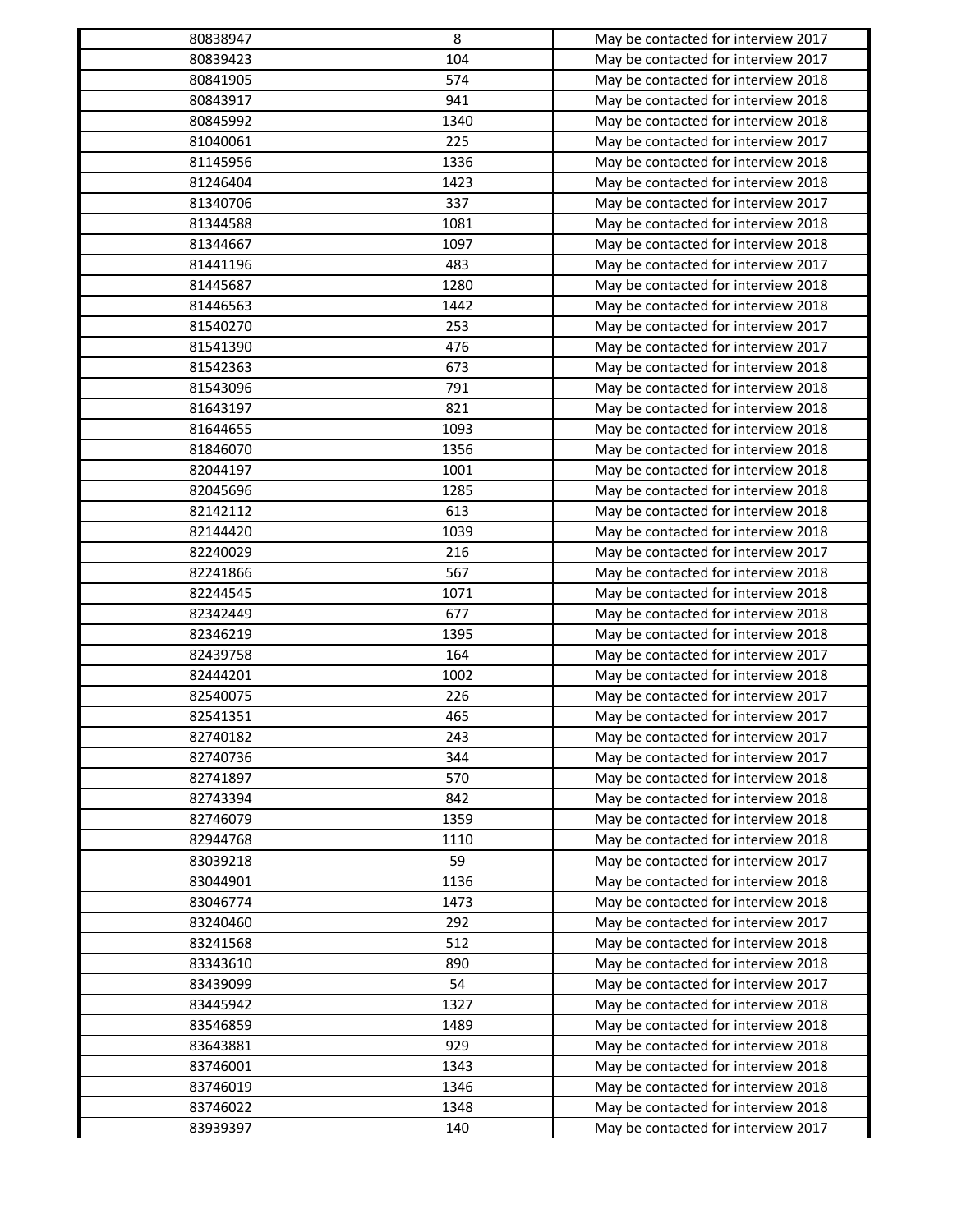| 80838947 | 8 | May be contacted for interview 2017 |
|---|---|---|
| 80839423 | 104 | May be contacted for interview 2017 |
| 80841905 | 574 | May be contacted for interview 2018 |
| 80843917 | 941 | May be contacted for interview 2018 |
| 80845992 | 1340 | May be contacted for interview 2018 |
| 81040061 | 225 | May be contacted for interview 2017 |
| 81145956 | 1336 | May be contacted for interview 2018 |
| 81246404 | 1423 | May be contacted for interview 2018 |
| 81340706 | 337 | May be contacted for interview 2017 |
| 81344588 | 1081 | May be contacted for interview 2018 |
| 81344667 | 1097 | May be contacted for interview 2018 |
| 81441196 | 483 | May be contacted for interview 2017 |
| 81445687 | 1280 | May be contacted for interview 2018 |
| 81446563 | 1442 | May be contacted for interview 2018 |
| 81540270 | 253 | May be contacted for interview 2017 |
| 81541390 | 476 | May be contacted for interview 2017 |
| 81542363 | 673 | May be contacted for interview 2018 |
| 81543096 | 791 | May be contacted for interview 2018 |
| 81643197 | 821 | May be contacted for interview 2018 |
| 81644655 | 1093 | May be contacted for interview 2018 |
| 81846070 | 1356 | May be contacted for interview 2018 |
| 82044197 | 1001 | May be contacted for interview 2018 |
| 82045696 | 1285 | May be contacted for interview 2018 |
| 82142112 | 613 | May be contacted for interview 2018 |
| 82144420 | 1039 | May be contacted for interview 2018 |
| 82240029 | 216 | May be contacted for interview 2017 |
| 82241866 | 567 | May be contacted for interview 2018 |
| 82244545 | 1071 | May be contacted for interview 2018 |
| 82342449 | 677 | May be contacted for interview 2018 |
| 82346219 | 1395 | May be contacted for interview 2018 |
| 82439758 | 164 | May be contacted for interview 2017 |
| 82444201 | 1002 | May be contacted for interview 2018 |
| 82540075 | 226 | May be contacted for interview 2017 |
| 82541351 | 465 | May be contacted for interview 2017 |
| 82740182 | 243 | May be contacted for interview 2017 |
| 82740736 | 344 | May be contacted for interview 2017 |
| 82741897 | 570 | May be contacted for interview 2018 |
| 82743394 | 842 | May be contacted for interview 2018 |
| 82746079 | 1359 | May be contacted for interview 2018 |
| 82944768 | 1110 | May be contacted for interview 2018 |
| 83039218 | 59 | May be contacted for interview 2017 |
| 83044901 | 1136 | May be contacted for interview 2018 |
| 83046774 | 1473 | May be contacted for interview 2018 |
| 83240460 | 292 | May be contacted for interview 2017 |
| 83241568 | 512 | May be contacted for interview 2018 |
| 83343610 | 890 | May be contacted for interview 2018 |
| 83439099 | 54 | May be contacted for interview 2017 |
| 83445942 | 1327 | May be contacted for interview 2018 |
| 83546859 | 1489 | May be contacted for interview 2018 |
| 83643881 | 929 | May be contacted for interview 2018 |
| 83746001 | 1343 | May be contacted for interview 2018 |
| 83746019 | 1346 | May be contacted for interview 2018 |
| 83746022 | 1348 | May be contacted for interview 2018 |
| 83939397 | 140 | May be contacted for interview 2017 |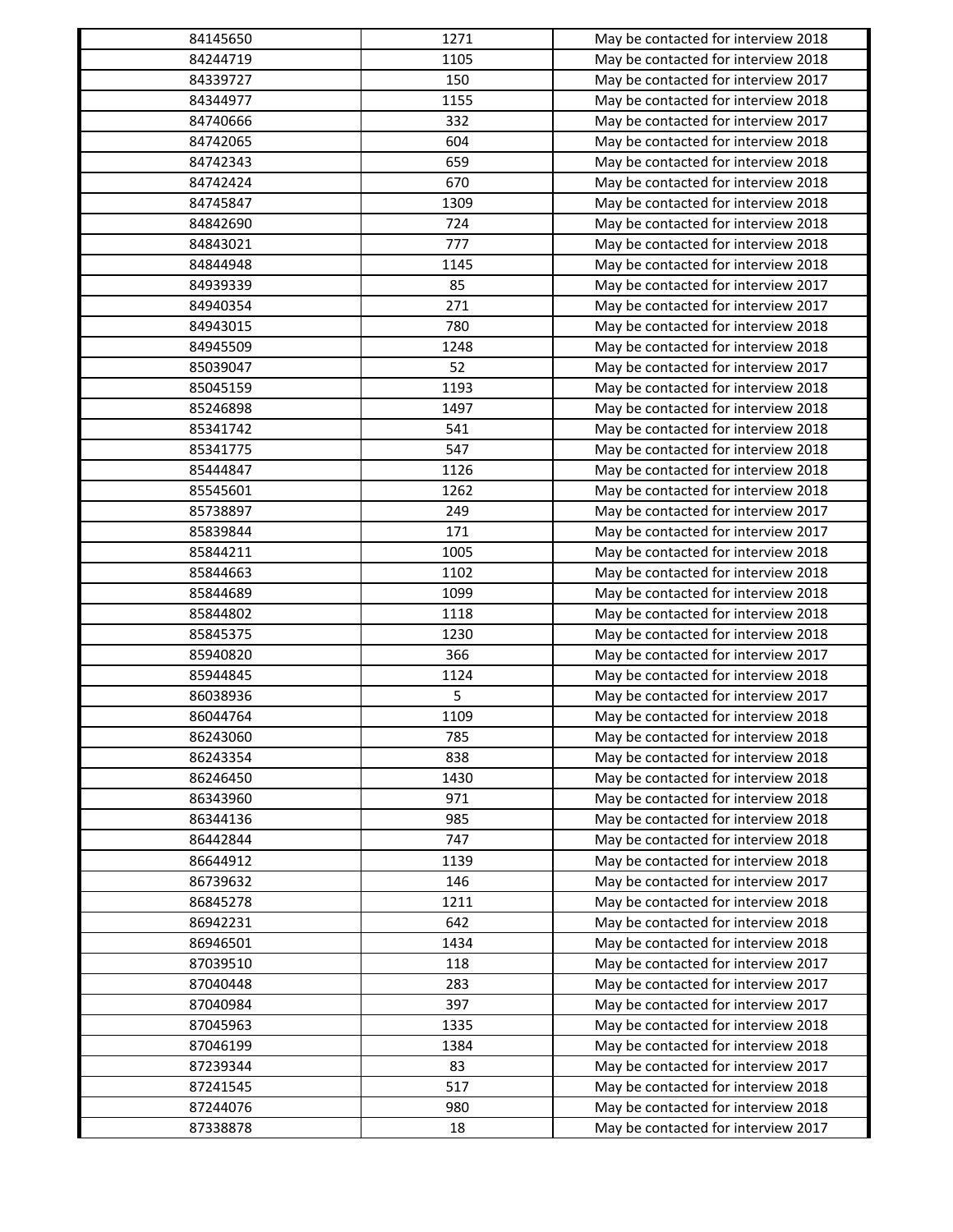| | | |
|---|---|---|
| 84145650 | 1271 | May be contacted for interview 2018 |
| 84244719 | 1105 | May be contacted for interview 2018 |
| 84339727 | 150 | May be contacted for interview 2017 |
| 84344977 | 1155 | May be contacted for interview 2018 |
| 84740666 | 332 | May be contacted for interview 2017 |
| 84742065 | 604 | May be contacted for interview 2018 |
| 84742343 | 659 | May be contacted for interview 2018 |
| 84742424 | 670 | May be contacted for interview 2018 |
| 84745847 | 1309 | May be contacted for interview 2018 |
| 84842690 | 724 | May be contacted for interview 2018 |
| 84843021 | 777 | May be contacted for interview 2018 |
| 84844948 | 1145 | May be contacted for interview 2018 |
| 84939339 | 85 | May be contacted for interview 2017 |
| 84940354 | 271 | May be contacted for interview 2017 |
| 84943015 | 780 | May be contacted for interview 2018 |
| 84945509 | 1248 | May be contacted for interview 2018 |
| 85039047 | 52 | May be contacted for interview 2017 |
| 85045159 | 1193 | May be contacted for interview 2018 |
| 85246898 | 1497 | May be contacted for interview 2018 |
| 85341742 | 541 | May be contacted for interview 2018 |
| 85341775 | 547 | May be contacted for interview 2018 |
| 85444847 | 1126 | May be contacted for interview 2018 |
| 85545601 | 1262 | May be contacted for interview 2018 |
| 85738897 | 249 | May be contacted for interview 2017 |
| 85839844 | 171 | May be contacted for interview 2017 |
| 85844211 | 1005 | May be contacted for interview 2018 |
| 85844663 | 1102 | May be contacted for interview 2018 |
| 85844689 | 1099 | May be contacted for interview 2018 |
| 85844802 | 1118 | May be contacted for interview 2018 |
| 85845375 | 1230 | May be contacted for interview 2018 |
| 85940820 | 366 | May be contacted for interview 2017 |
| 85944845 | 1124 | May be contacted for interview 2018 |
| 86038936 | 5 | May be contacted for interview 2017 |
| 86044764 | 1109 | May be contacted for interview 2018 |
| 86243060 | 785 | May be contacted for interview 2018 |
| 86243354 | 838 | May be contacted for interview 2018 |
| 86246450 | 1430 | May be contacted for interview 2018 |
| 86343960 | 971 | May be contacted for interview 2018 |
| 86344136 | 985 | May be contacted for interview 2018 |
| 86442844 | 747 | May be contacted for interview 2018 |
| 86644912 | 1139 | May be contacted for interview 2018 |
| 86739632 | 146 | May be contacted for interview 2017 |
| 86845278 | 1211 | May be contacted for interview 2018 |
| 86942231 | 642 | May be contacted for interview 2018 |
| 86946501 | 1434 | May be contacted for interview 2018 |
| 87039510 | 118 | May be contacted for interview 2017 |
| 87040448 | 283 | May be contacted for interview 2017 |
| 87040984 | 397 | May be contacted for interview 2017 |
| 87045963 | 1335 | May be contacted for interview 2018 |
| 87046199 | 1384 | May be contacted for interview 2018 |
| 87239344 | 83 | May be contacted for interview 2017 |
| 87241545 | 517 | May be contacted for interview 2018 |
| 87244076 | 980 | May be contacted for interview 2018 |
| 87338878 | 18 | May be contacted for interview 2017 |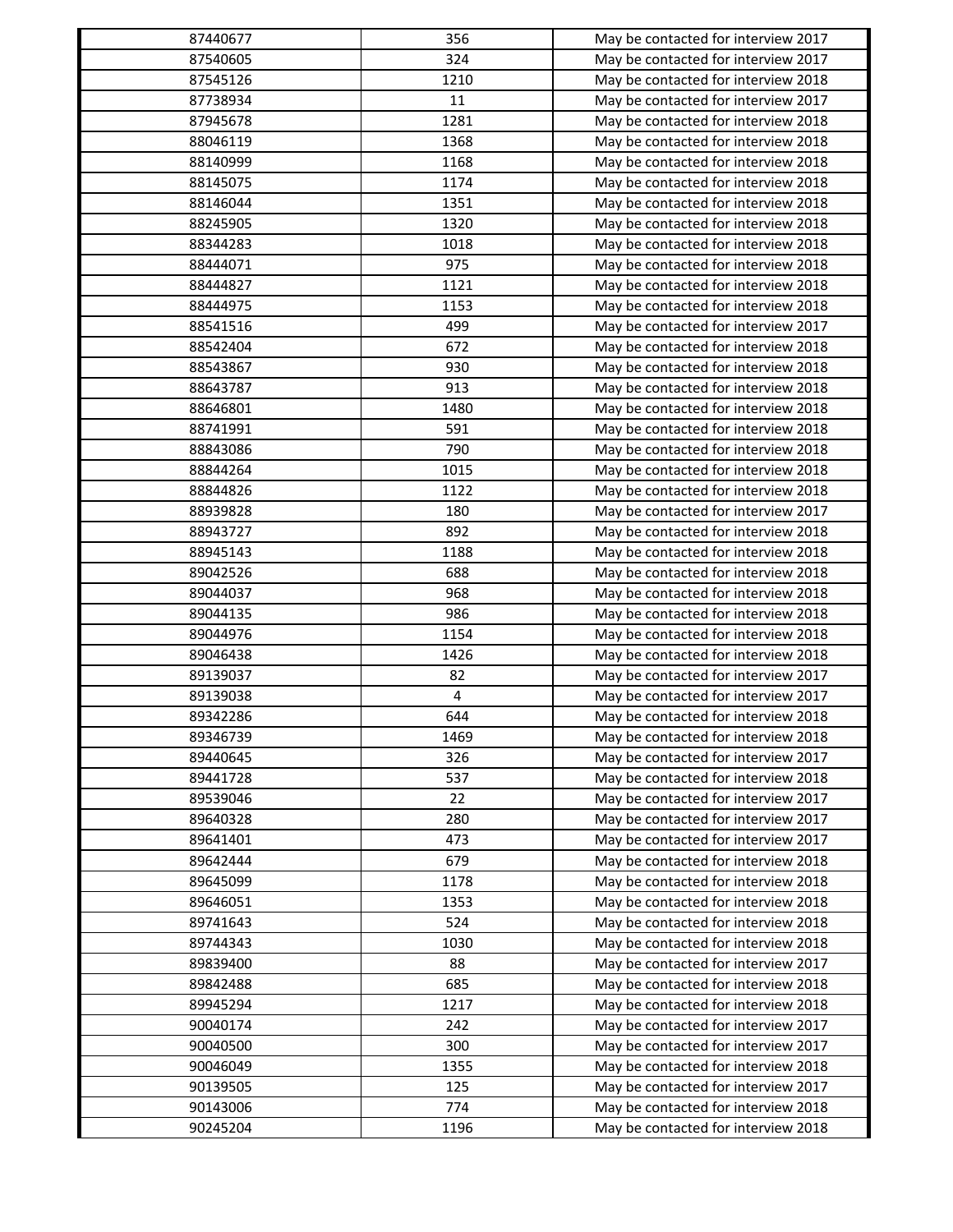| | | |
|---|---|---|
| 87440677 | 356 | May be contacted for interview 2017 |
| 87540605 | 324 | May be contacted for interview 2017 |
| 87545126 | 1210 | May be contacted for interview 2018 |
| 87738934 | 11 | May be contacted for interview 2017 |
| 87945678 | 1281 | May be contacted for interview 2018 |
| 88046119 | 1368 | May be contacted for interview 2018 |
| 88140999 | 1168 | May be contacted for interview 2018 |
| 88145075 | 1174 | May be contacted for interview 2018 |
| 88146044 | 1351 | May be contacted for interview 2018 |
| 88245905 | 1320 | May be contacted for interview 2018 |
| 88344283 | 1018 | May be contacted for interview 2018 |
| 88444071 | 975 | May be contacted for interview 2018 |
| 88444827 | 1121 | May be contacted for interview 2018 |
| 88444975 | 1153 | May be contacted for interview 2018 |
| 88541516 | 499 | May be contacted for interview 2017 |
| 88542404 | 672 | May be contacted for interview 2018 |
| 88543867 | 930 | May be contacted for interview 2018 |
| 88643787 | 913 | May be contacted for interview 2018 |
| 88646801 | 1480 | May be contacted for interview 2018 |
| 88741991 | 591 | May be contacted for interview 2018 |
| 88843086 | 790 | May be contacted for interview 2018 |
| 88844264 | 1015 | May be contacted for interview 2018 |
| 88844826 | 1122 | May be contacted for interview 2018 |
| 88939828 | 180 | May be contacted for interview 2017 |
| 88943727 | 892 | May be contacted for interview 2018 |
| 88945143 | 1188 | May be contacted for interview 2018 |
| 89042526 | 688 | May be contacted for interview 2018 |
| 89044037 | 968 | May be contacted for interview 2018 |
| 89044135 | 986 | May be contacted for interview 2018 |
| 89044976 | 1154 | May be contacted for interview 2018 |
| 89046438 | 1426 | May be contacted for interview 2018 |
| 89139037 | 82 | May be contacted for interview 2017 |
| 89139038 | 4 | May be contacted for interview 2017 |
| 89342286 | 644 | May be contacted for interview 2018 |
| 89346739 | 1469 | May be contacted for interview 2018 |
| 89440645 | 326 | May be contacted for interview 2017 |
| 89441728 | 537 | May be contacted for interview 2018 |
| 89539046 | 22 | May be contacted for interview 2017 |
| 89640328 | 280 | May be contacted for interview 2017 |
| 89641401 | 473 | May be contacted for interview 2017 |
| 89642444 | 679 | May be contacted for interview 2018 |
| 89645099 | 1178 | May be contacted for interview 2018 |
| 89646051 | 1353 | May be contacted for interview 2018 |
| 89741643 | 524 | May be contacted for interview 2018 |
| 89744343 | 1030 | May be contacted for interview 2018 |
| 89839400 | 88 | May be contacted for interview 2017 |
| 89842488 | 685 | May be contacted for interview 2018 |
| 89945294 | 1217 | May be contacted for interview 2018 |
| 90040174 | 242 | May be contacted for interview 2017 |
| 90040500 | 300 | May be contacted for interview 2017 |
| 90046049 | 1355 | May be contacted for interview 2018 |
| 90139505 | 125 | May be contacted for interview 2017 |
| 90143006 | 774 | May be contacted for interview 2018 |
| 90245204 | 1196 | May be contacted for interview 2018 |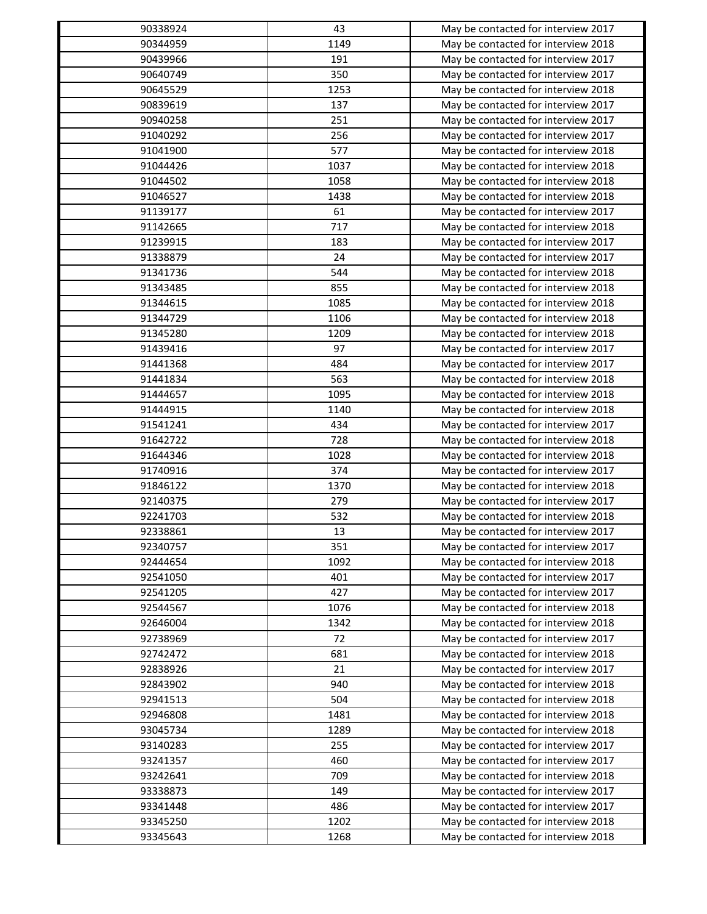| | | |
|---|---|---|
| 90338924 | 43 | May be contacted for interview 2017 |
| 90344959 | 1149 | May be contacted for interview 2018 |
| 90439966 | 191 | May be contacted for interview 2017 |
| 90640749 | 350 | May be contacted for interview 2017 |
| 90645529 | 1253 | May be contacted for interview 2018 |
| 90839619 | 137 | May be contacted for interview 2017 |
| 90940258 | 251 | May be contacted for interview 2017 |
| 91040292 | 256 | May be contacted for interview 2017 |
| 91041900 | 577 | May be contacted for interview 2018 |
| 91044426 | 1037 | May be contacted for interview 2018 |
| 91044502 | 1058 | May be contacted for interview 2018 |
| 91046527 | 1438 | May be contacted for interview 2018 |
| 91139177 | 61 | May be contacted for interview 2017 |
| 91142665 | 717 | May be contacted for interview 2018 |
| 91239915 | 183 | May be contacted for interview 2017 |
| 91338879 | 24 | May be contacted for interview 2017 |
| 91341736 | 544 | May be contacted for interview 2018 |
| 91343485 | 855 | May be contacted for interview 2018 |
| 91344615 | 1085 | May be contacted for interview 2018 |
| 91344729 | 1106 | May be contacted for interview 2018 |
| 91345280 | 1209 | May be contacted for interview 2018 |
| 91439416 | 97 | May be contacted for interview 2017 |
| 91441368 | 484 | May be contacted for interview 2017 |
| 91441834 | 563 | May be contacted for interview 2018 |
| 91444657 | 1095 | May be contacted for interview 2018 |
| 91444915 | 1140 | May be contacted for interview 2018 |
| 91541241 | 434 | May be contacted for interview 2017 |
| 91642722 | 728 | May be contacted for interview 2018 |
| 91644346 | 1028 | May be contacted for interview 2018 |
| 91740916 | 374 | May be contacted for interview 2017 |
| 91846122 | 1370 | May be contacted for interview 2018 |
| 92140375 | 279 | May be contacted for interview 2017 |
| 92241703 | 532 | May be contacted for interview 2018 |
| 92338861 | 13 | May be contacted for interview 2017 |
| 92340757 | 351 | May be contacted for interview 2017 |
| 92444654 | 1092 | May be contacted for interview 2018 |
| 92541050 | 401 | May be contacted for interview 2017 |
| 92541205 | 427 | May be contacted for interview 2017 |
| 92544567 | 1076 | May be contacted for interview 2018 |
| 92646004 | 1342 | May be contacted for interview 2018 |
| 92738969 | 72 | May be contacted for interview 2017 |
| 92742472 | 681 | May be contacted for interview 2018 |
| 92838926 | 21 | May be contacted for interview 2017 |
| 92843902 | 940 | May be contacted for interview 2018 |
| 92941513 | 504 | May be contacted for interview 2018 |
| 92946808 | 1481 | May be contacted for interview 2018 |
| 93045734 | 1289 | May be contacted for interview 2018 |
| 93140283 | 255 | May be contacted for interview 2017 |
| 93241357 | 460 | May be contacted for interview 2017 |
| 93242641 | 709 | May be contacted for interview 2018 |
| 93338873 | 149 | May be contacted for interview 2017 |
| 93341448 | 486 | May be contacted for interview 2017 |
| 93345250 | 1202 | May be contacted for interview 2018 |
| 93345643 | 1268 | May be contacted for interview 2018 |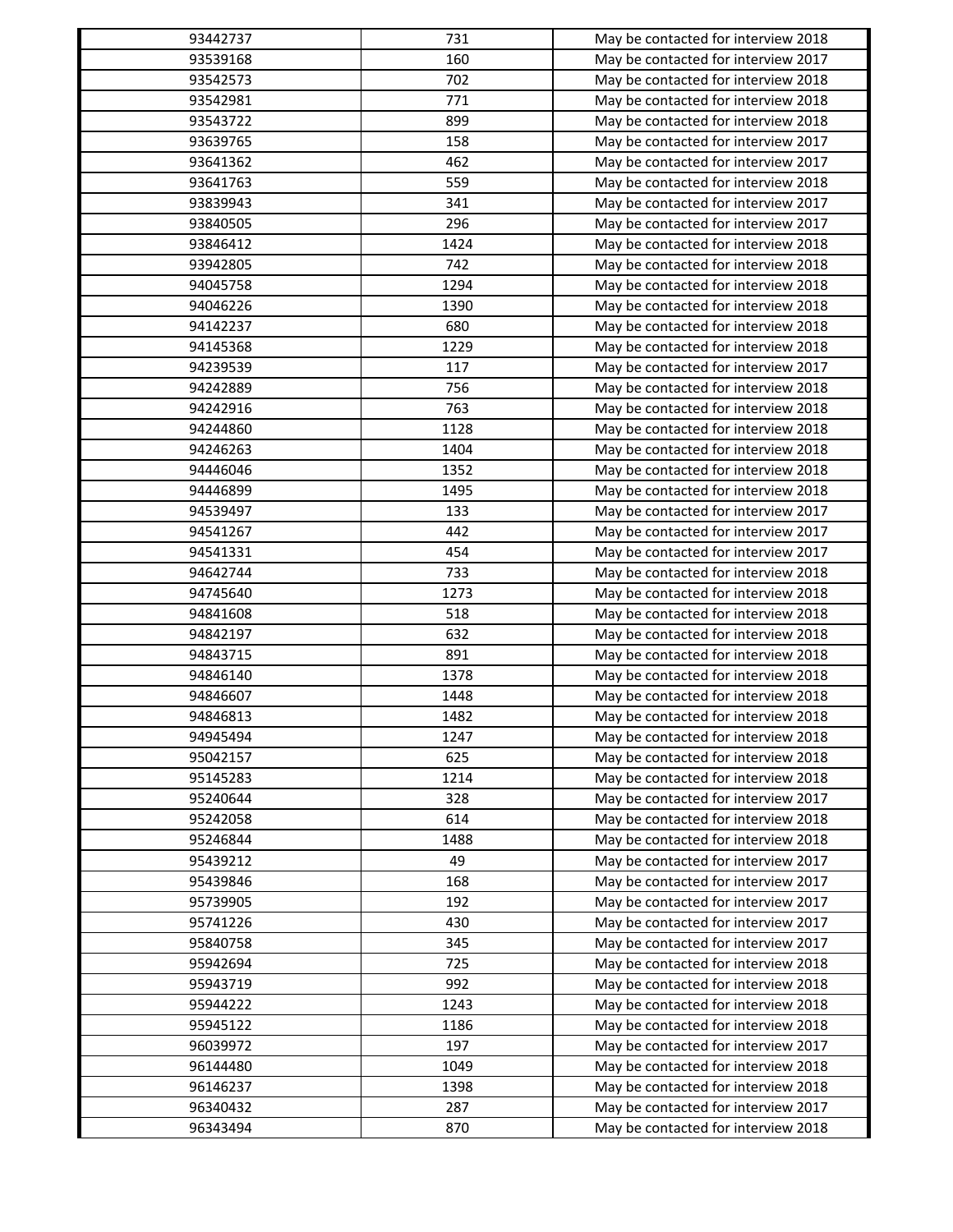| 93442737 | 731 | May be contacted for interview 2018 |
|---|---|---|
| 93539168 | 160 | May be contacted for interview 2017 |
| 93542573 | 702 | May be contacted for interview 2018 |
| 93542981 | 771 | May be contacted for interview 2018 |
| 93543722 | 899 | May be contacted for interview 2018 |
| 93639765 | 158 | May be contacted for interview 2017 |
| 93641362 | 462 | May be contacted for interview 2017 |
| 93641763 | 559 | May be contacted for interview 2018 |
| 93839943 | 341 | May be contacted for interview 2017 |
| 93840505 | 296 | May be contacted for interview 2017 |
| 93846412 | 1424 | May be contacted for interview 2018 |
| 93942805 | 742 | May be contacted for interview 2018 |
| 94045758 | 1294 | May be contacted for interview 2018 |
| 94046226 | 1390 | May be contacted for interview 2018 |
| 94142237 | 680 | May be contacted for interview 2018 |
| 94145368 | 1229 | May be contacted for interview 2018 |
| 94239539 | 117 | May be contacted for interview 2017 |
| 94242889 | 756 | May be contacted for interview 2018 |
| 94242916 | 763 | May be contacted for interview 2018 |
| 94244860 | 1128 | May be contacted for interview 2018 |
| 94246263 | 1404 | May be contacted for interview 2018 |
| 94446046 | 1352 | May be contacted for interview 2018 |
| 94446899 | 1495 | May be contacted for interview 2018 |
| 94539497 | 133 | May be contacted for interview 2017 |
| 94541267 | 442 | May be contacted for interview 2017 |
| 94541331 | 454 | May be contacted for interview 2017 |
| 94642744 | 733 | May be contacted for interview 2018 |
| 94745640 | 1273 | May be contacted for interview 2018 |
| 94841608 | 518 | May be contacted for interview 2018 |
| 94842197 | 632 | May be contacted for interview 2018 |
| 94843715 | 891 | May be contacted for interview 2018 |
| 94846140 | 1378 | May be contacted for interview 2018 |
| 94846607 | 1448 | May be contacted for interview 2018 |
| 94846813 | 1482 | May be contacted for interview 2018 |
| 94945494 | 1247 | May be contacted for interview 2018 |
| 95042157 | 625 | May be contacted for interview 2018 |
| 95145283 | 1214 | May be contacted for interview 2018 |
| 95240644 | 328 | May be contacted for interview 2017 |
| 95242058 | 614 | May be contacted for interview 2018 |
| 95246844 | 1488 | May be contacted for interview 2018 |
| 95439212 | 49 | May be contacted for interview 2017 |
| 95439846 | 168 | May be contacted for interview 2017 |
| 95739905 | 192 | May be contacted for interview 2017 |
| 95741226 | 430 | May be contacted for interview 2017 |
| 95840758 | 345 | May be contacted for interview 2017 |
| 95942694 | 725 | May be contacted for interview 2018 |
| 95943719 | 992 | May be contacted for interview 2018 |
| 95944222 | 1243 | May be contacted for interview 2018 |
| 95945122 | 1186 | May be contacted for interview 2018 |
| 96039972 | 197 | May be contacted for interview 2017 |
| 96144480 | 1049 | May be contacted for interview 2018 |
| 96146237 | 1398 | May be contacted for interview 2018 |
| 96340432 | 287 | May be contacted for interview 2017 |
| 96343494 | 870 | May be contacted for interview 2018 |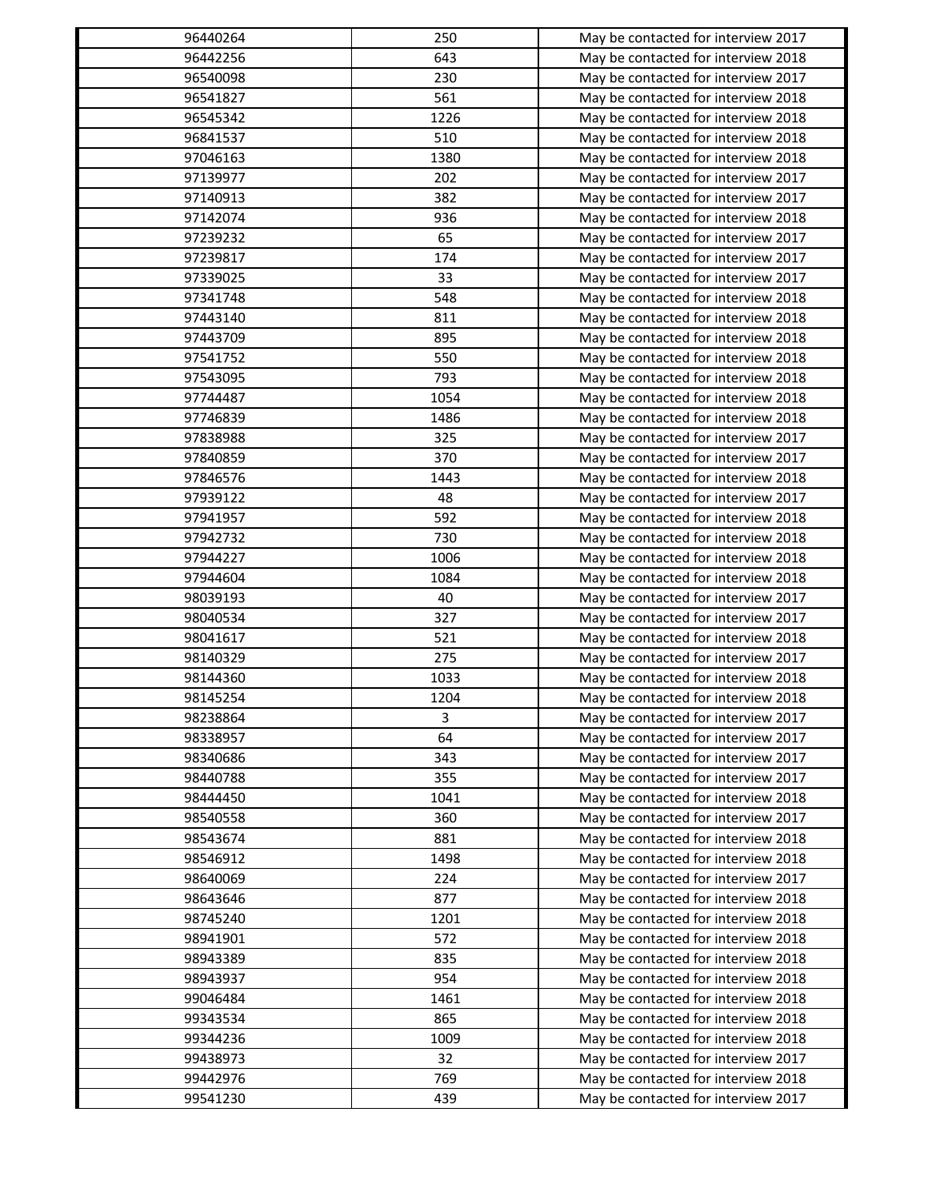| | | |
|---|---|---|
| 96440264 | 250 | May be contacted for interview 2017 |
| 96442256 | 643 | May be contacted for interview 2018 |
| 96540098 | 230 | May be contacted for interview 2017 |
| 96541827 | 561 | May be contacted for interview 2018 |
| 96545342 | 1226 | May be contacted for interview 2018 |
| 96841537 | 510 | May be contacted for interview 2018 |
| 97046163 | 1380 | May be contacted for interview 2018 |
| 97139977 | 202 | May be contacted for interview 2017 |
| 97140913 | 382 | May be contacted for interview 2017 |
| 97142074 | 936 | May be contacted for interview 2018 |
| 97239232 | 65 | May be contacted for interview 2017 |
| 97239817 | 174 | May be contacted for interview 2017 |
| 97339025 | 33 | May be contacted for interview 2017 |
| 97341748 | 548 | May be contacted for interview 2018 |
| 97443140 | 811 | May be contacted for interview 2018 |
| 97443709 | 895 | May be contacted for interview 2018 |
| 97541752 | 550 | May be contacted for interview 2018 |
| 97543095 | 793 | May be contacted for interview 2018 |
| 97744487 | 1054 | May be contacted for interview 2018 |
| 97746839 | 1486 | May be contacted for interview 2018 |
| 97838988 | 325 | May be contacted for interview 2017 |
| 97840859 | 370 | May be contacted for interview 2017 |
| 97846576 | 1443 | May be contacted for interview 2018 |
| 97939122 | 48 | May be contacted for interview 2017 |
| 97941957 | 592 | May be contacted for interview 2018 |
| 97942732 | 730 | May be contacted for interview 2018 |
| 97944227 | 1006 | May be contacted for interview 2018 |
| 97944604 | 1084 | May be contacted for interview 2018 |
| 98039193 | 40 | May be contacted for interview 2017 |
| 98040534 | 327 | May be contacted for interview 2017 |
| 98041617 | 521 | May be contacted for interview 2018 |
| 98140329 | 275 | May be contacted for interview 2017 |
| 98144360 | 1033 | May be contacted for interview 2018 |
| 98145254 | 1204 | May be contacted for interview 2018 |
| 98238864 | 3 | May be contacted for interview 2017 |
| 98338957 | 64 | May be contacted for interview 2017 |
| 98340686 | 343 | May be contacted for interview 2017 |
| 98440788 | 355 | May be contacted for interview 2017 |
| 98444450 | 1041 | May be contacted for interview 2018 |
| 98540558 | 360 | May be contacted for interview 2017 |
| 98543674 | 881 | May be contacted for interview 2018 |
| 98546912 | 1498 | May be contacted for interview 2018 |
| 98640069 | 224 | May be contacted for interview 2017 |
| 98643646 | 877 | May be contacted for interview 2018 |
| 98745240 | 1201 | May be contacted for interview 2018 |
| 98941901 | 572 | May be contacted for interview 2018 |
| 98943389 | 835 | May be contacted for interview 2018 |
| 98943937 | 954 | May be contacted for interview 2018 |
| 99046484 | 1461 | May be contacted for interview 2018 |
| 99343534 | 865 | May be contacted for interview 2018 |
| 99344236 | 1009 | May be contacted for interview 2018 |
| 99438973 | 32 | May be contacted for interview 2017 |
| 99442976 | 769 | May be contacted for interview 2018 |
| 99541230 | 439 | May be contacted for interview 2017 |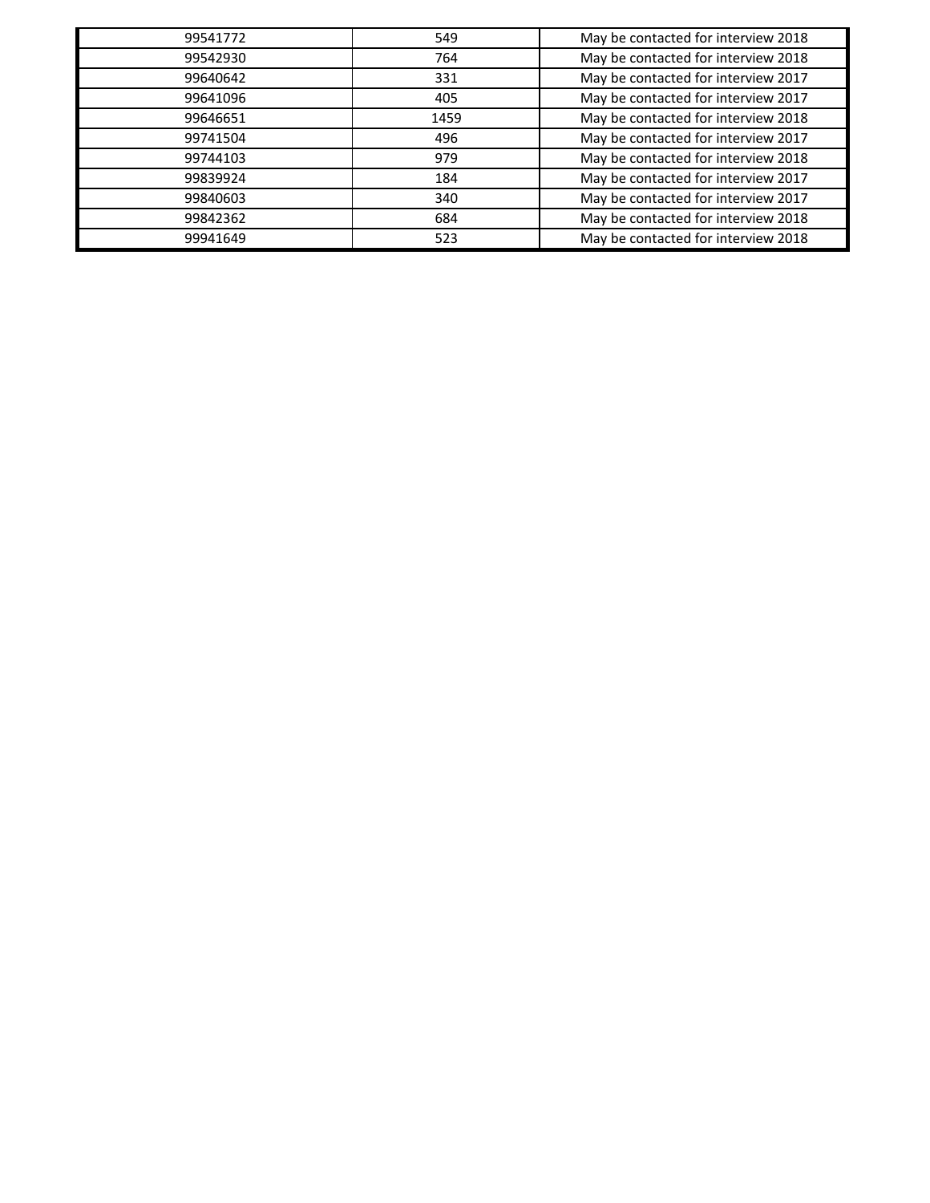| | | |
|---|---|---|
| 99541772 | 549 | May be contacted for interview 2018 |
| 99542930 | 764 | May be contacted for interview 2018 |
| 99640642 | 331 | May be contacted for interview 2017 |
| 99641096 | 405 | May be contacted for interview 2017 |
| 99646651 | 1459 | May be contacted for interview 2018 |
| 99741504 | 496 | May be contacted for interview 2017 |
| 99744103 | 979 | May be contacted for interview 2018 |
| 99839924 | 184 | May be contacted for interview 2017 |
| 99840603 | 340 | May be contacted for interview 2017 |
| 99842362 | 684 | May be contacted for interview 2018 |
| 99941649 | 523 | May be contacted for interview 2018 |